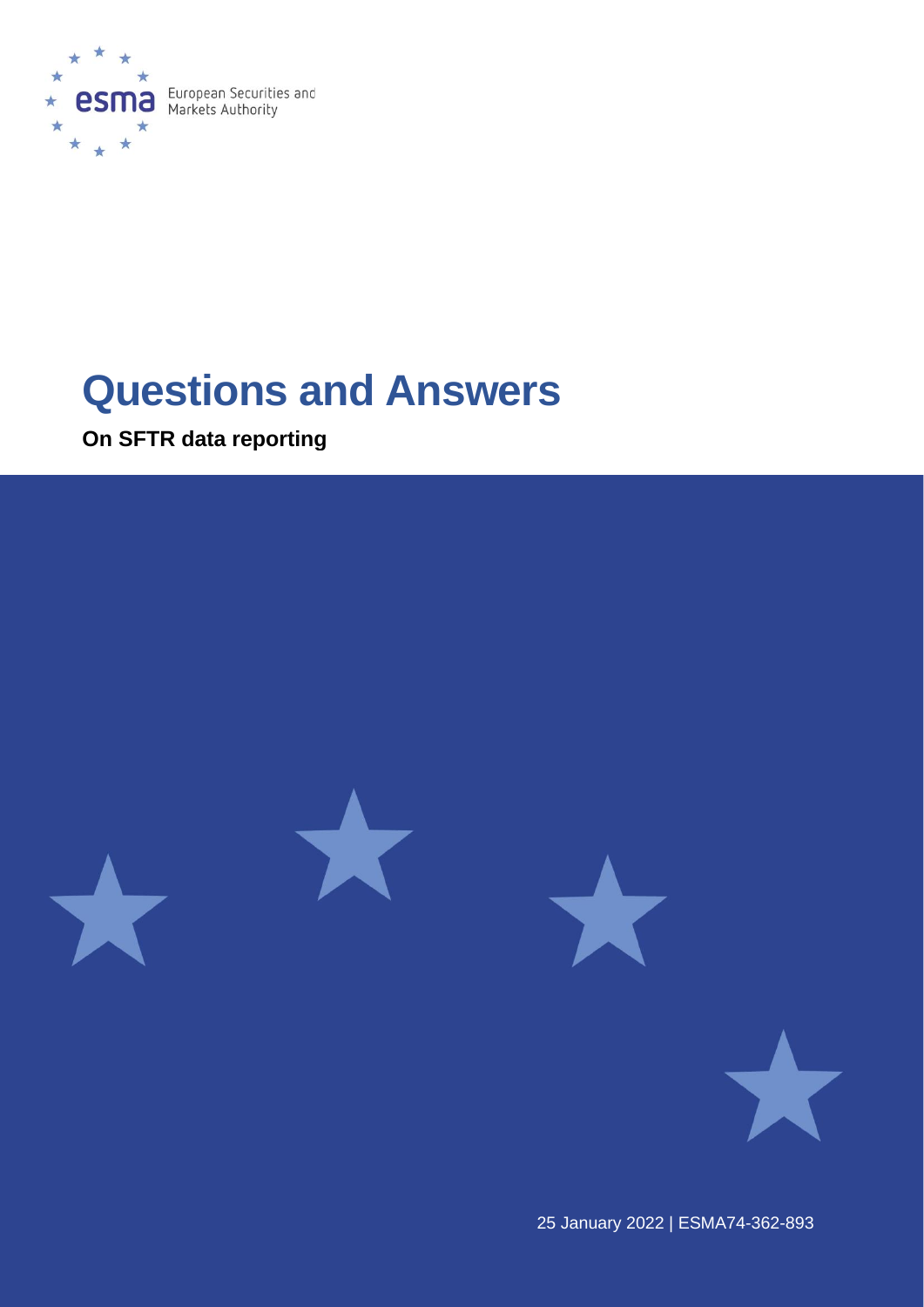European Securities and Markets Authority

# Questions and Answers

**On SFTR data reporting**

25 January 2022 | ESMA74-362-893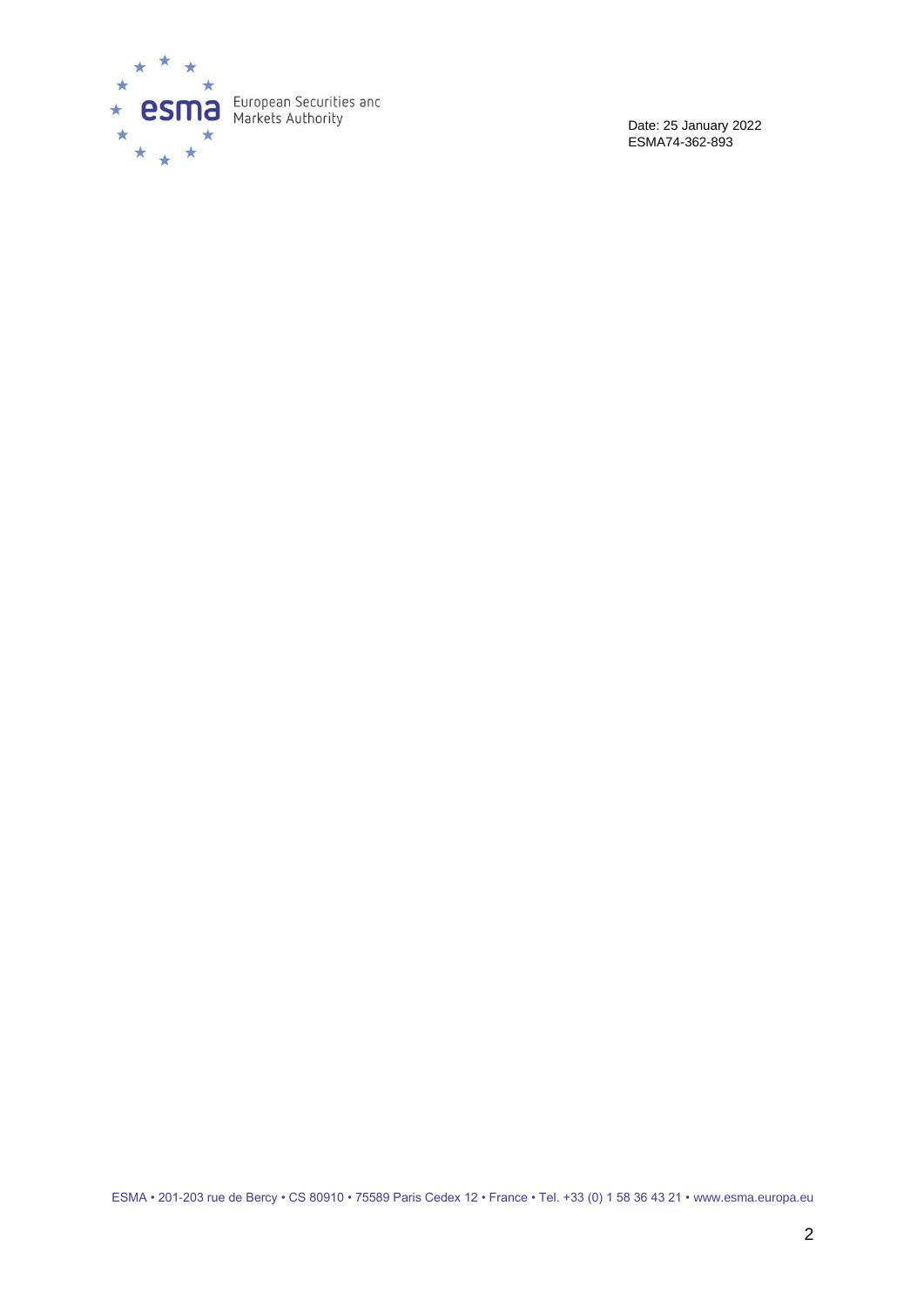Date: 25 January 2022
ESMA74-362-893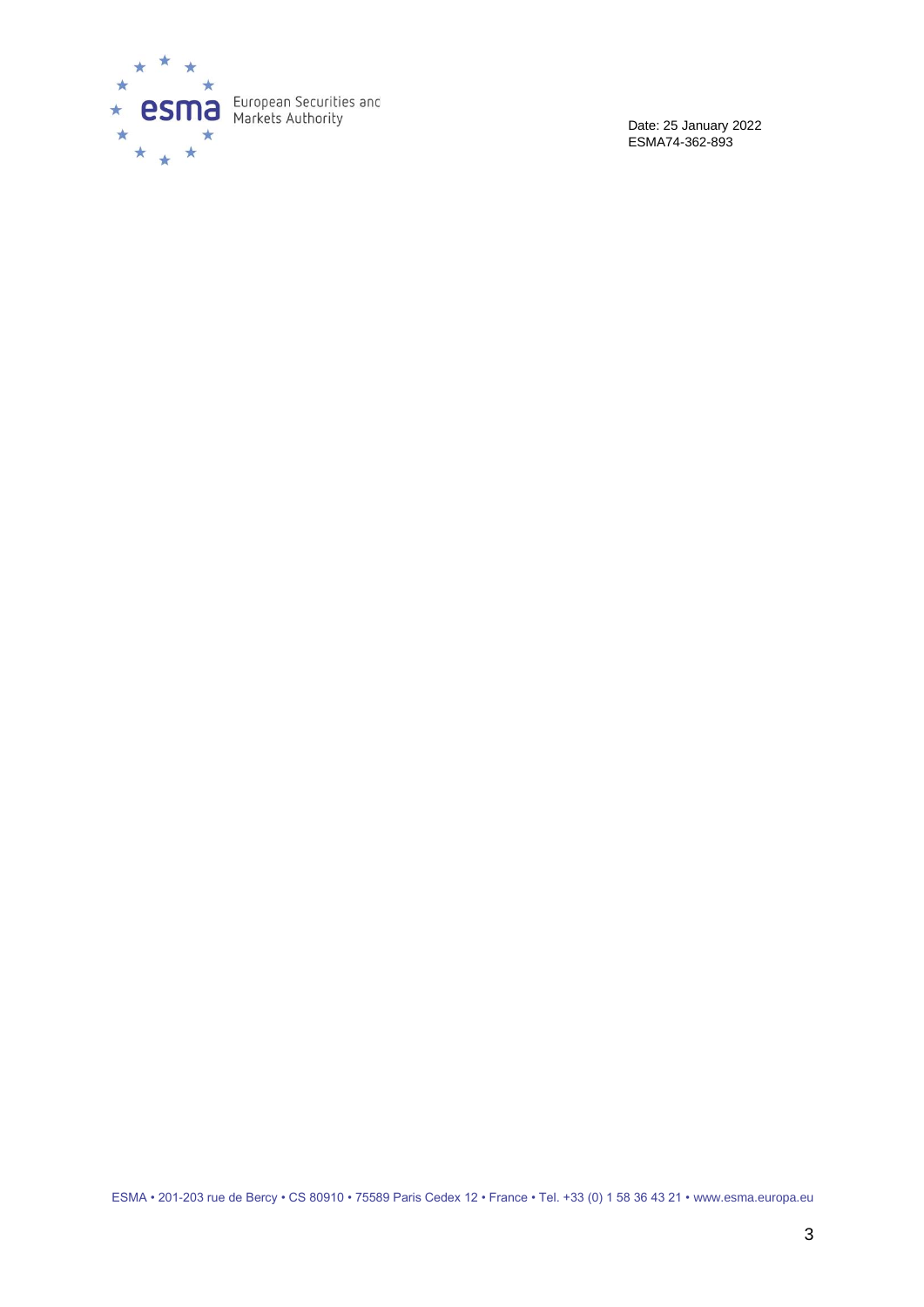Date: 25 January 2022
ESMA74-362-893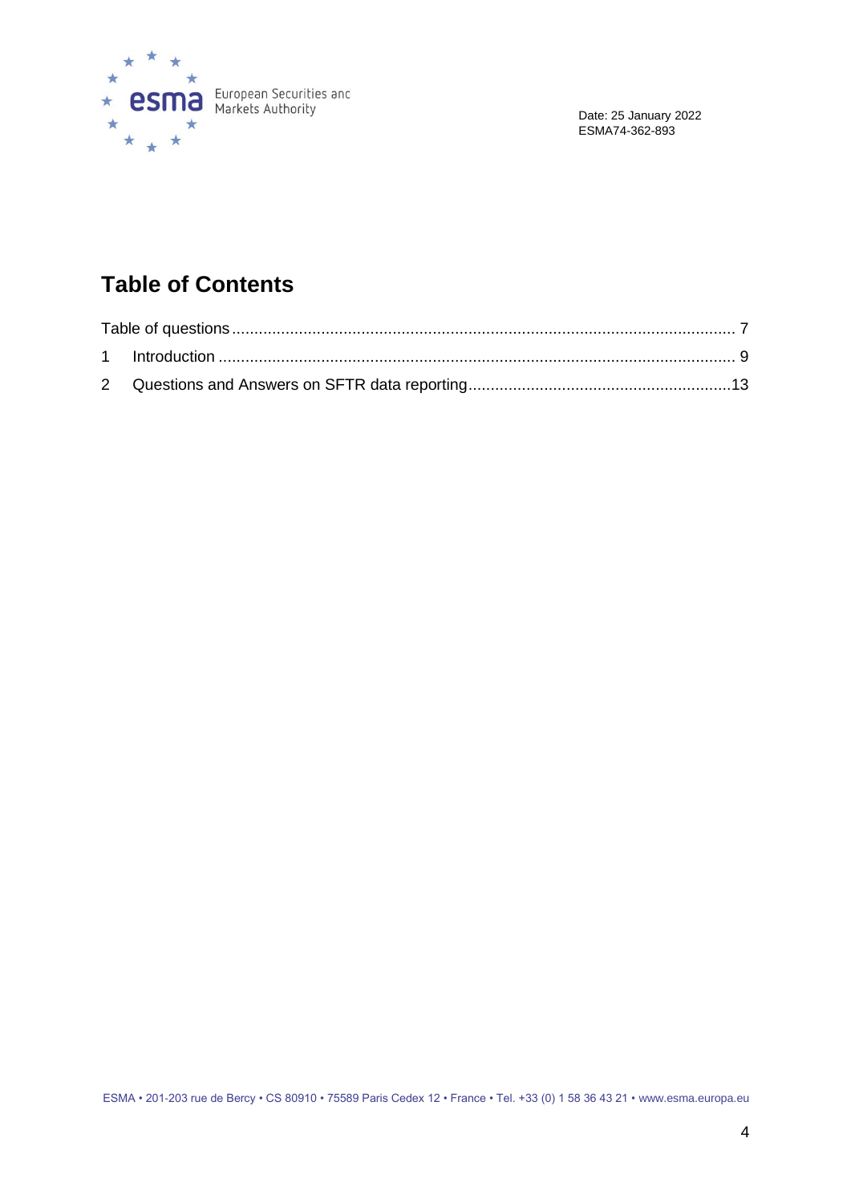Date: 25 January 2022
ESMA74-362-893

# Table of Contents

Table of questions ........................................................................................................ 7

1 Introduction ................................................................................................................ 9

2 Questions and Answers on SFTR data reporting ..................................................... 13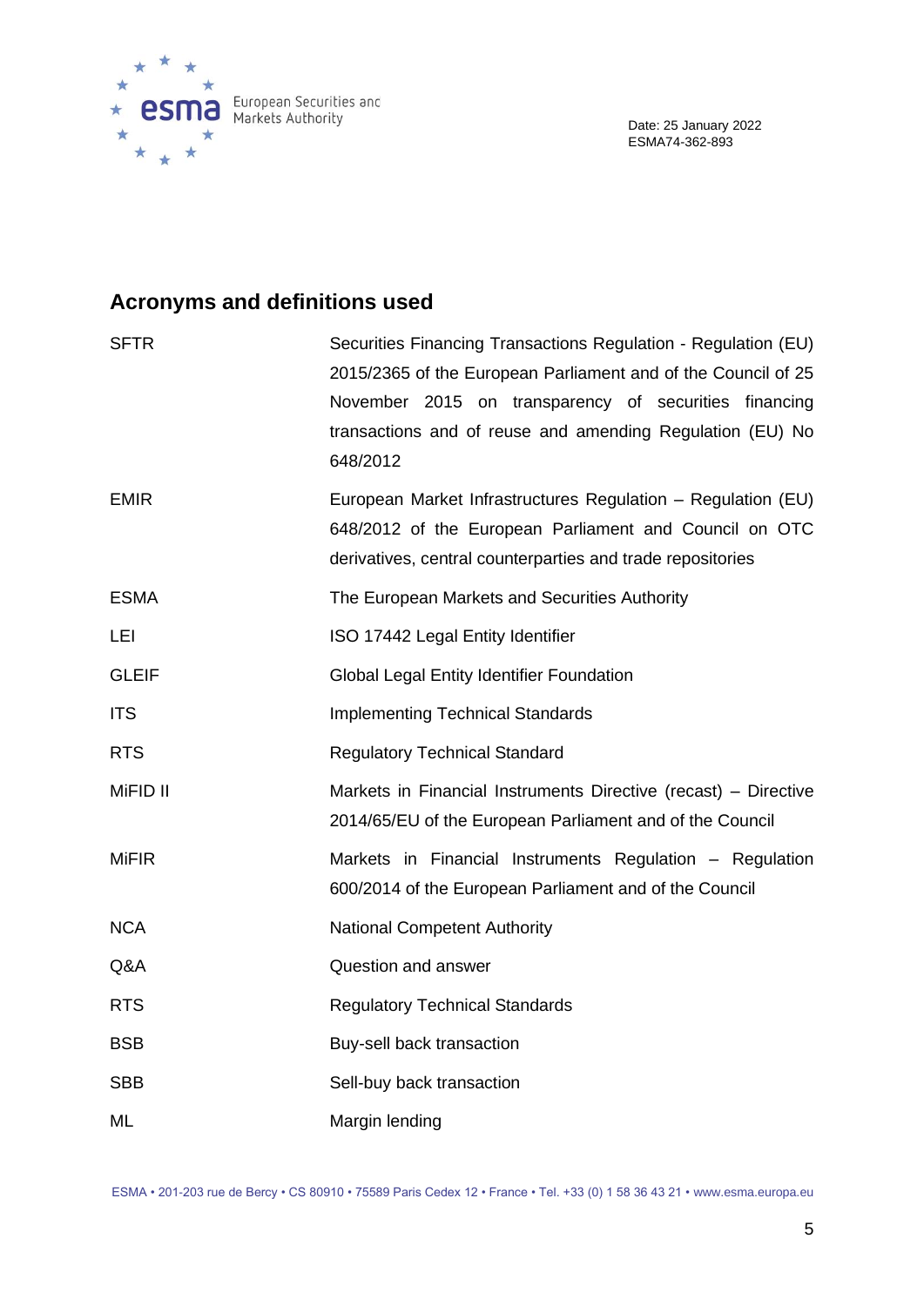## Acronyms and definitions used

| | |
|---|---|
| SFTR | Securities Financing Transactions Regulation - Regulation (EU) 2015/2365 of the European Parliament and of the Council of 25 November 2015 on transparency of securities financing transactions and of reuse and amending Regulation (EU) No 648/2012 |
| EMIR | European Market Infrastructures Regulation – Regulation (EU) 648/2012 of the European Parliament and Council on OTC derivatives, central counterparties and trade repositories |
| ESMA | The European Markets and Securities Authority |
| LEI | ISO 17442 Legal Entity Identifier |
| GLEIF | Global Legal Entity Identifier Foundation |
| ITS | Implementing Technical Standards |
| RTS | Regulatory Technical Standard |
| MiFID II | Markets in Financial Instruments Directive (recast) – Directive 2014/65/EU of the European Parliament and of the Council |
| MiFIR | Markets in Financial Instruments Regulation – Regulation 600/2014 of the European Parliament and of the Council |
| NCA | National Competent Authority |
| Q&A | Question and answer |
| RTS | Regulatory Technical Standards |
| BSB | Buy-sell back transaction |
| SBB | Sell-buy back transaction |
| ML | Margin lending |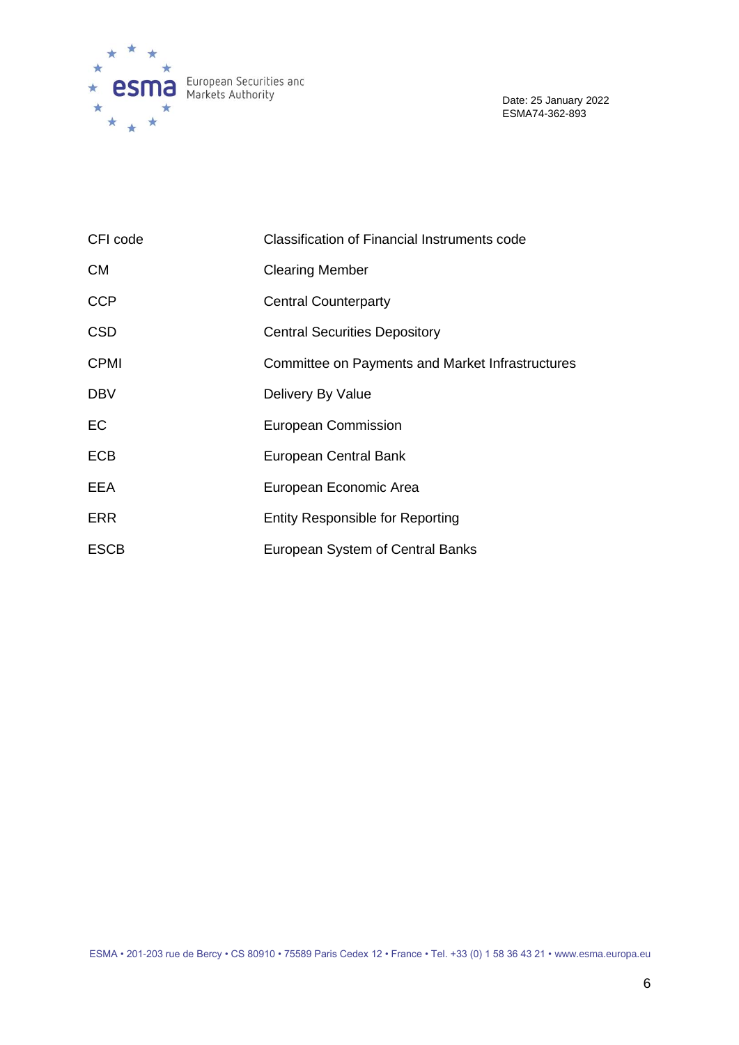| | |
|---|---|
| CFI code | Classification of Financial Instruments code |
| CM | Clearing Member |
| CCP | Central Counterparty |
| CSD | Central Securities Depository |
| CPMI | Committee on Payments and Market Infrastructures |
| DBV | Delivery By Value |
| EC | European Commission |
| ECB | European Central Bank |
| EEA | European Economic Area |
| ERR | Entity Responsible for Reporting |
| ESCB | European System of Central Banks |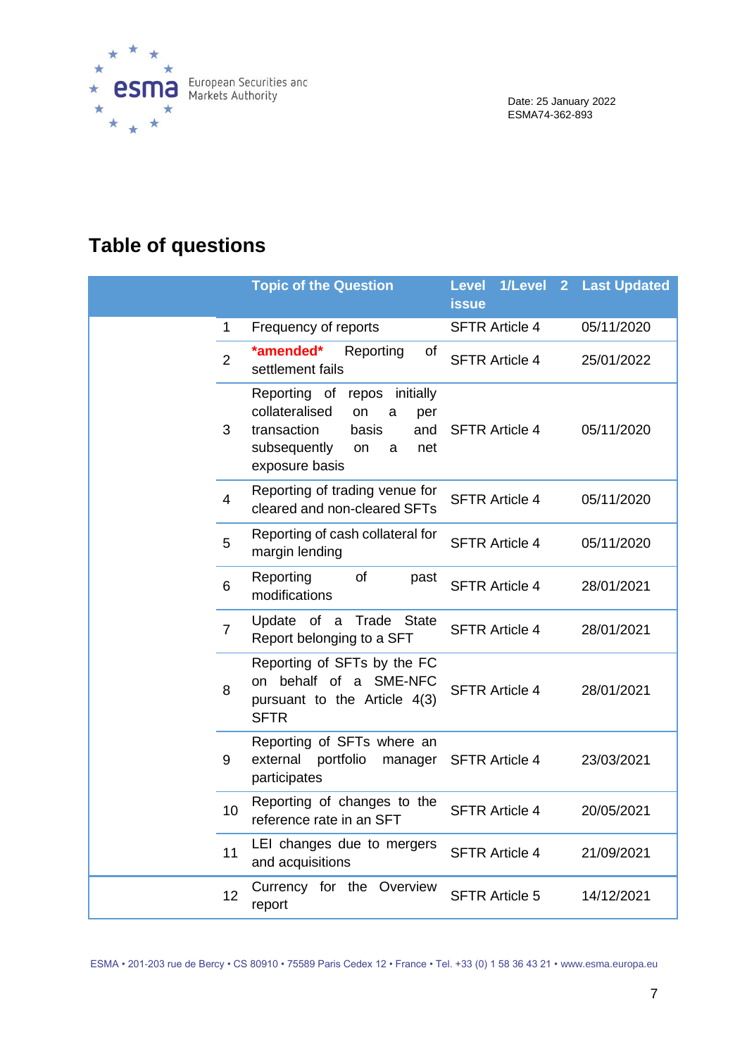Date: 25 January 2022
ESMA74-362-893

# Table of questions

| | Topic of the Question | Level 1/Level 2 issue | Last Updated |
|---|---|---|---|
| 1 | Frequency of reports | SFTR Article 4 | 05/11/2020 |
| 2 | *amended* Reporting of settlement fails | SFTR Article 4 | 25/01/2022 |
| 3 | Reporting of repos initially collateralised on a per transaction basis and subsequently on a net exposure basis | SFTR Article 4 | 05/11/2020 |
| 4 | Reporting of trading venue for cleared and non-cleared SFTs | SFTR Article 4 | 05/11/2020 |
| 5 | Reporting of cash collateral for margin lending | SFTR Article 4 | 05/11/2020 |
| 6 | Reporting of past modifications | SFTR Article 4 | 28/01/2021 |
| 7 | Update of a Trade State Report belonging to a SFT | SFTR Article 4 | 28/01/2021 |
| 8 | Reporting of SFTs by the FC on behalf of a SME-NFC pursuant to the Article 4(3) SFTR | SFTR Article 4 | 28/01/2021 |
| 9 | Reporting of SFTs where an external portfolio manager participates | SFTR Article 4 | 23/03/2021 |
| 10 | Reporting of changes to the reference rate in an SFT | SFTR Article 4 | 20/05/2021 |
| 11 | LEI changes due to mergers and acquisitions | SFTR Article 4 | 21/09/2021 |
| 12 | Currency for the Overview report | SFTR Article 5 | 14/12/2021 |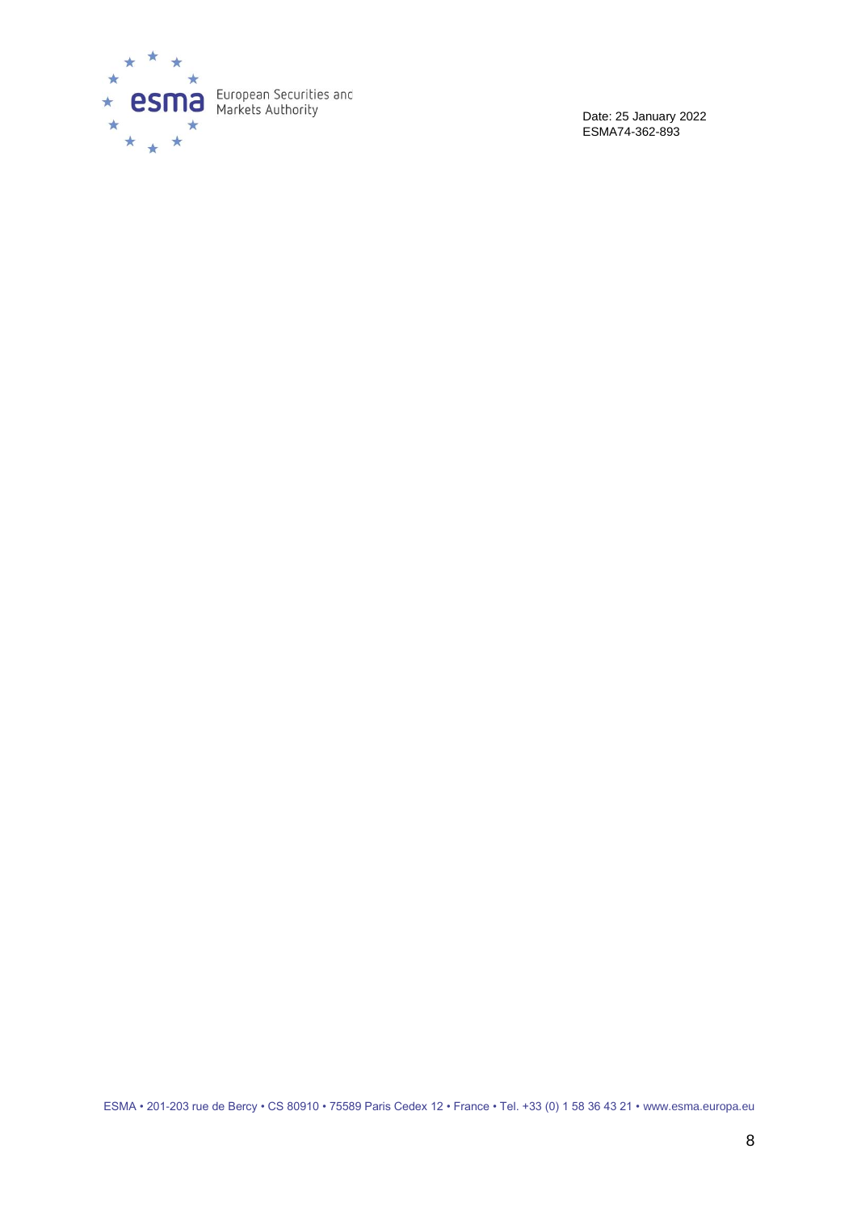Date: 25 January 2022
ESMA74-362-893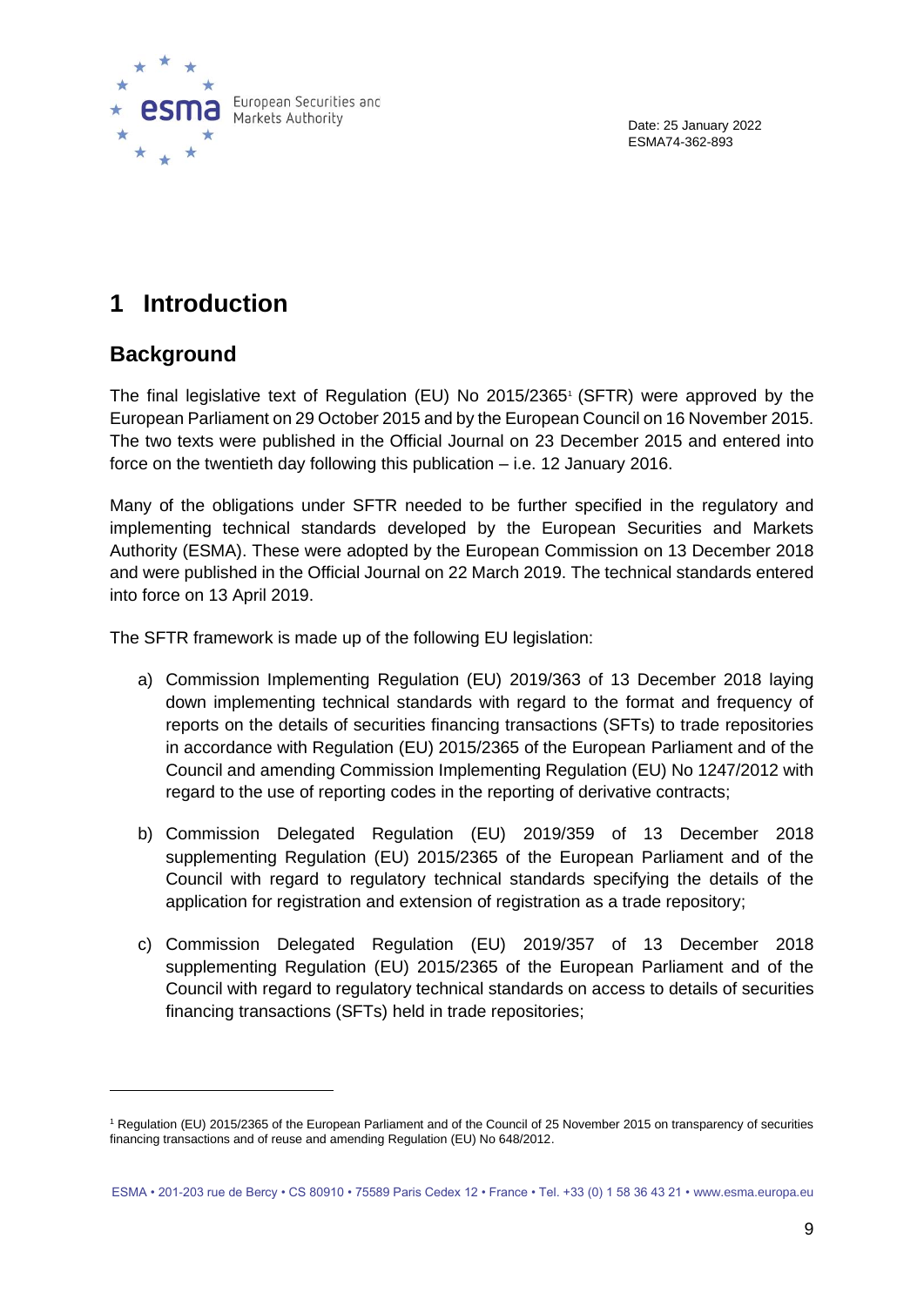# 1 Introduction

## Background

The final legislative text of Regulation (EU) No 2015/2365[1] (SFTR) were approved by the European Parliament on 29 October 2015 and by the European Council on 16 November 2015. The two texts were published in the Official Journal on 23 December 2015 and entered into force on the twentieth day following this publication – i.e. 12 January 2016.

Many of the obligations under SFTR needed to be further specified in the regulatory and implementing technical standards developed by the European Securities and Markets Authority (ESMA). These were adopted by the European Commission on 13 December 2018 and were published in the Official Journal on 22 March 2019. The technical standards entered into force on 13 April 2019.

The SFTR framework is made up of the following EU legislation:

a) Commission Implementing Regulation (EU) 2019/363 of 13 December 2018 laying down implementing technical standards with regard to the format and frequency of reports on the details of securities financing transactions (SFTs) to trade repositories in accordance with Regulation (EU) 2015/2365 of the European Parliament and of the Council and amending Commission Implementing Regulation (EU) No 1247/2012 with regard to the use of reporting codes in the reporting of derivative contracts;

b) Commission Delegated Regulation (EU) 2019/359 of 13 December 2018 supplementing Regulation (EU) 2015/2365 of the European Parliament and of the Council with regard to regulatory technical standards specifying the details of the application for registration and extension of registration as a trade repository;

c) Commission Delegated Regulation (EU) 2019/357 of 13 December 2018 supplementing Regulation (EU) 2015/2365 of the European Parliament and of the Council with regard to regulatory technical standards on access to details of securities financing transactions (SFTs) held in trade repositories;

[1] Regulation (EU) 2015/2365 of the European Parliament and of the Council of 25 November 2015 on transparency of securities financing transactions and of reuse and amending Regulation (EU) No 648/2012.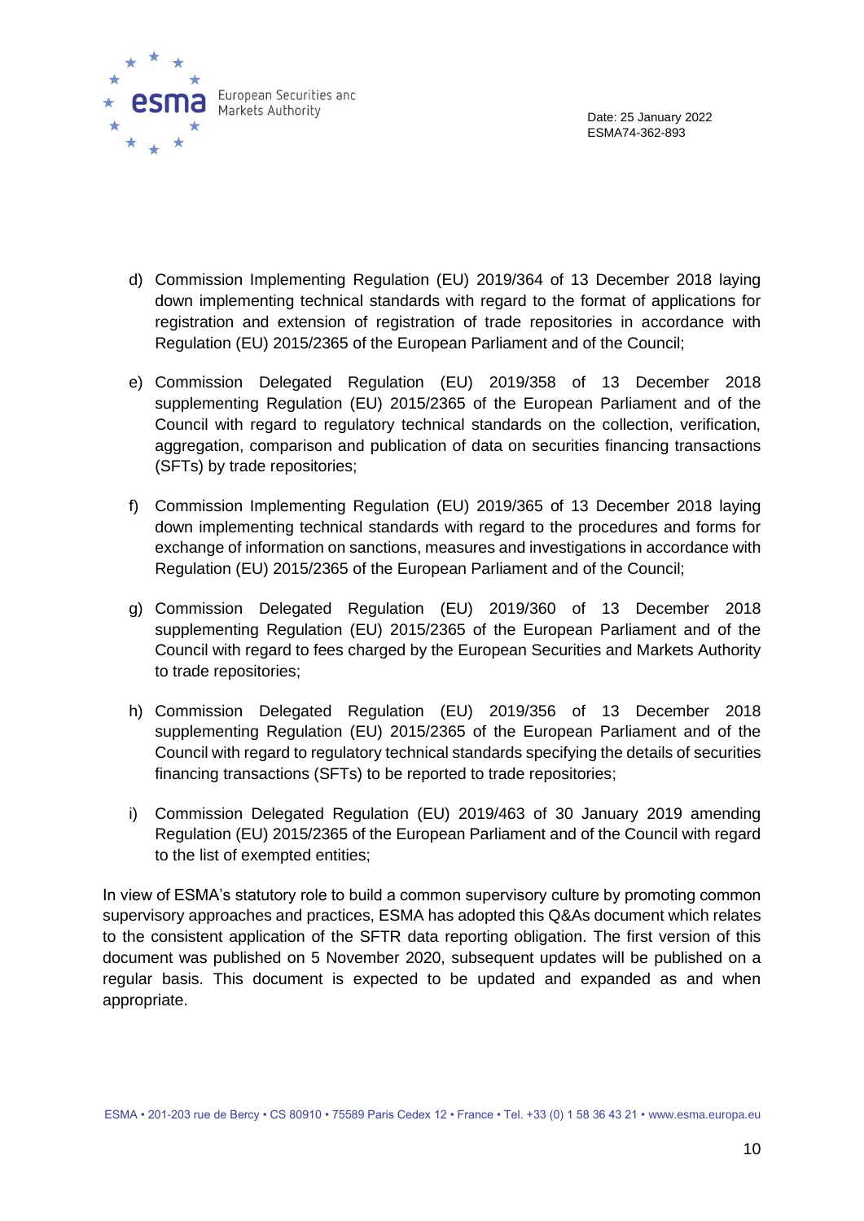d) Commission Implementing Regulation (EU) 2019/364 of 13 December 2018 laying down implementing technical standards with regard to the format of applications for registration and extension of registration of trade repositories in accordance with Regulation (EU) 2015/2365 of the European Parliament and of the Council;

e) Commission Delegated Regulation (EU) 2019/358 of 13 December 2018 supplementing Regulation (EU) 2015/2365 of the European Parliament and of the Council with regard to regulatory technical standards on the collection, verification, aggregation, comparison and publication of data on securities financing transactions (SFTs) by trade repositories;

f) Commission Implementing Regulation (EU) 2019/365 of 13 December 2018 laying down implementing technical standards with regard to the procedures and forms for exchange of information on sanctions, measures and investigations in accordance with Regulation (EU) 2015/2365 of the European Parliament and of the Council;

g) Commission Delegated Regulation (EU) 2019/360 of 13 December 2018 supplementing Regulation (EU) 2015/2365 of the European Parliament and of the Council with regard to fees charged by the European Securities and Markets Authority to trade repositories;

h) Commission Delegated Regulation (EU) 2019/356 of 13 December 2018 supplementing Regulation (EU) 2015/2365 of the European Parliament and of the Council with regard to regulatory technical standards specifying the details of securities financing transactions (SFTs) to be reported to trade repositories;

i) Commission Delegated Regulation (EU) 2019/463 of 30 January 2019 amending Regulation (EU) 2015/2365 of the European Parliament and of the Council with regard to the list of exempted entities;

In view of ESMA's statutory role to build a common supervisory culture by promoting common supervisory approaches and practices, ESMA has adopted this Q&As document which relates to the consistent application of the SFTR data reporting obligation. The first version of this document was published on 5 November 2020, subsequent updates will be published on a regular basis. This document is expected to be updated and expanded as and when appropriate.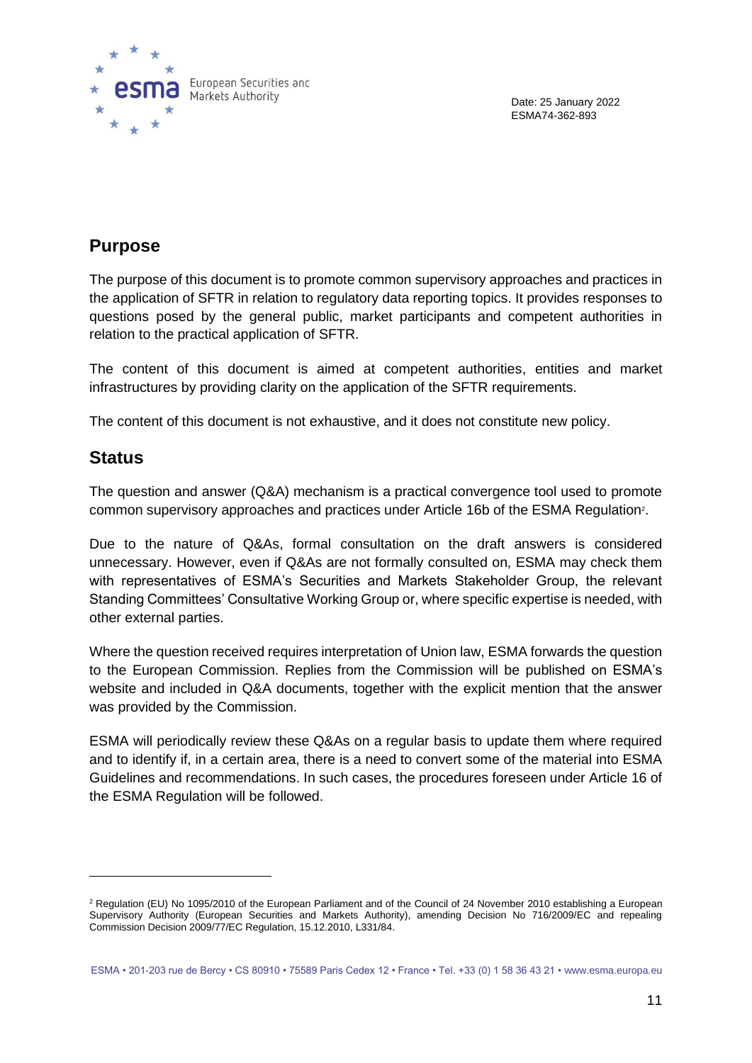Date: 25 January 2022
ESMA74-362-893

## Purpose

The purpose of this document is to promote common supervisory approaches and practices in the application of SFTR in relation to regulatory data reporting topics. It provides responses to questions posed by the general public, market participants and competent authorities in relation to the practical application of SFTR.

The content of this document is aimed at competent authorities, entities and market infrastructures by providing clarity on the application of the SFTR requirements.

The content of this document is not exhaustive, and it does not constitute new policy.

## Status

The question and answer (Q&A) mechanism is a practical convergence tool used to promote common supervisory approaches and practices under Article 16b of the ESMA Regulation[2].

Due to the nature of Q&As, formal consultation on the draft answers is considered unnecessary. However, even if Q&As are not formally consulted on, ESMA may check them with representatives of ESMA's Securities and Markets Stakeholder Group, the relevant Standing Committees' Consultative Working Group or, where specific expertise is needed, with other external parties.

Where the question received requires interpretation of Union law, ESMA forwards the question to the European Commission. Replies from the Commission will be published on ESMA's website and included in Q&A documents, together with the explicit mention that the answer was provided by the Commission.

ESMA will periodically review these Q&As on a regular basis to update them where required and to identify if, in a certain area, there is a need to convert some of the material into ESMA Guidelines and recommendations. In such cases, the procedures foreseen under Article 16 of the ESMA Regulation will be followed.

---

[2] Regulation (EU) No 1095/2010 of the European Parliament and of the Council of 24 November 2010 establishing a European Supervisory Authority (European Securities and Markets Authority), amending Decision No 716/2009/EC and repealing Commission Decision 2009/77/EC Regulation, 15.12.2010, L331/84.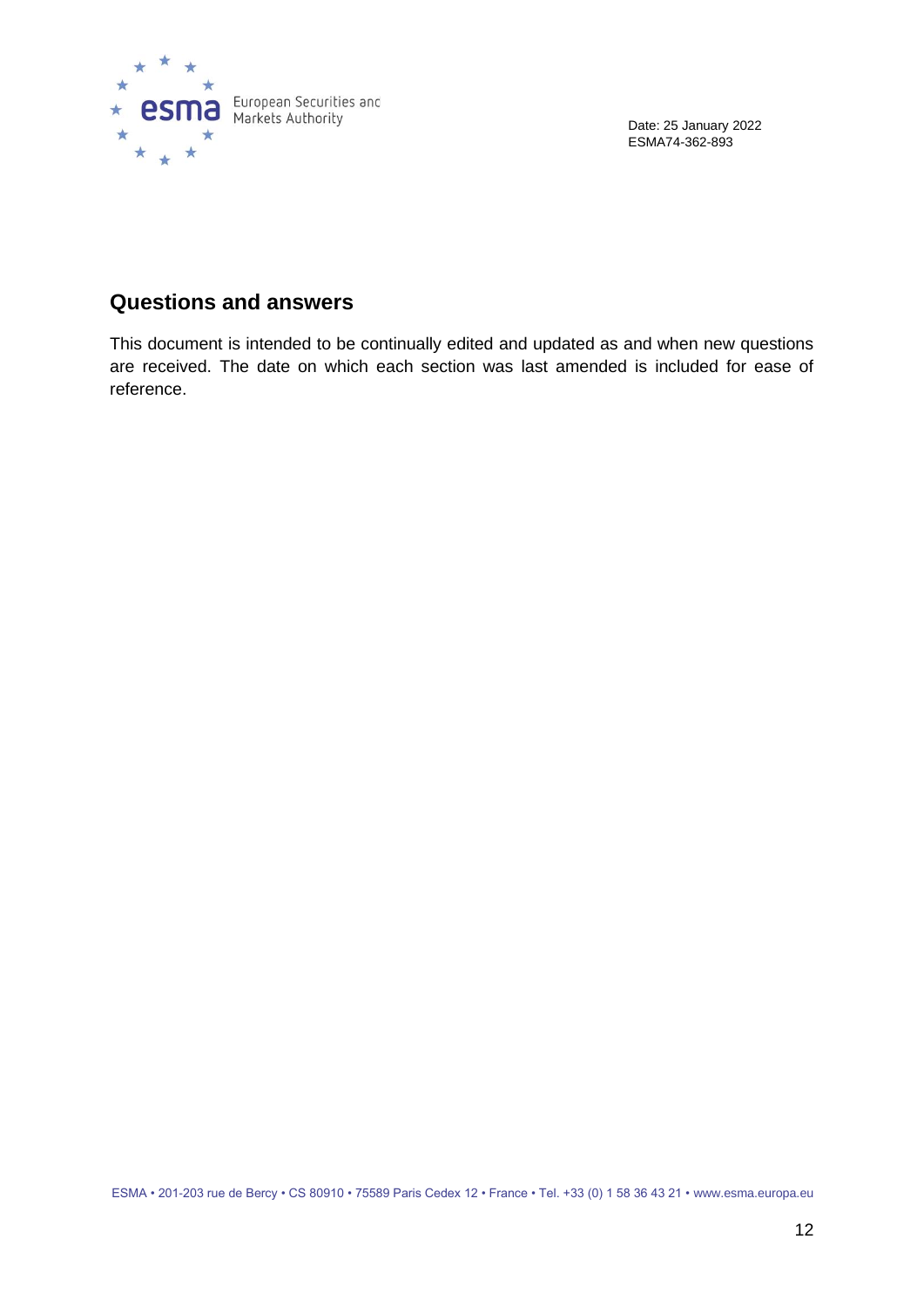Date: 25 January 2022
ESMA74-362-893

## Questions and answers

This document is intended to be continually edited and updated as and when new questions are received. The date on which each section was last amended is included for ease of reference.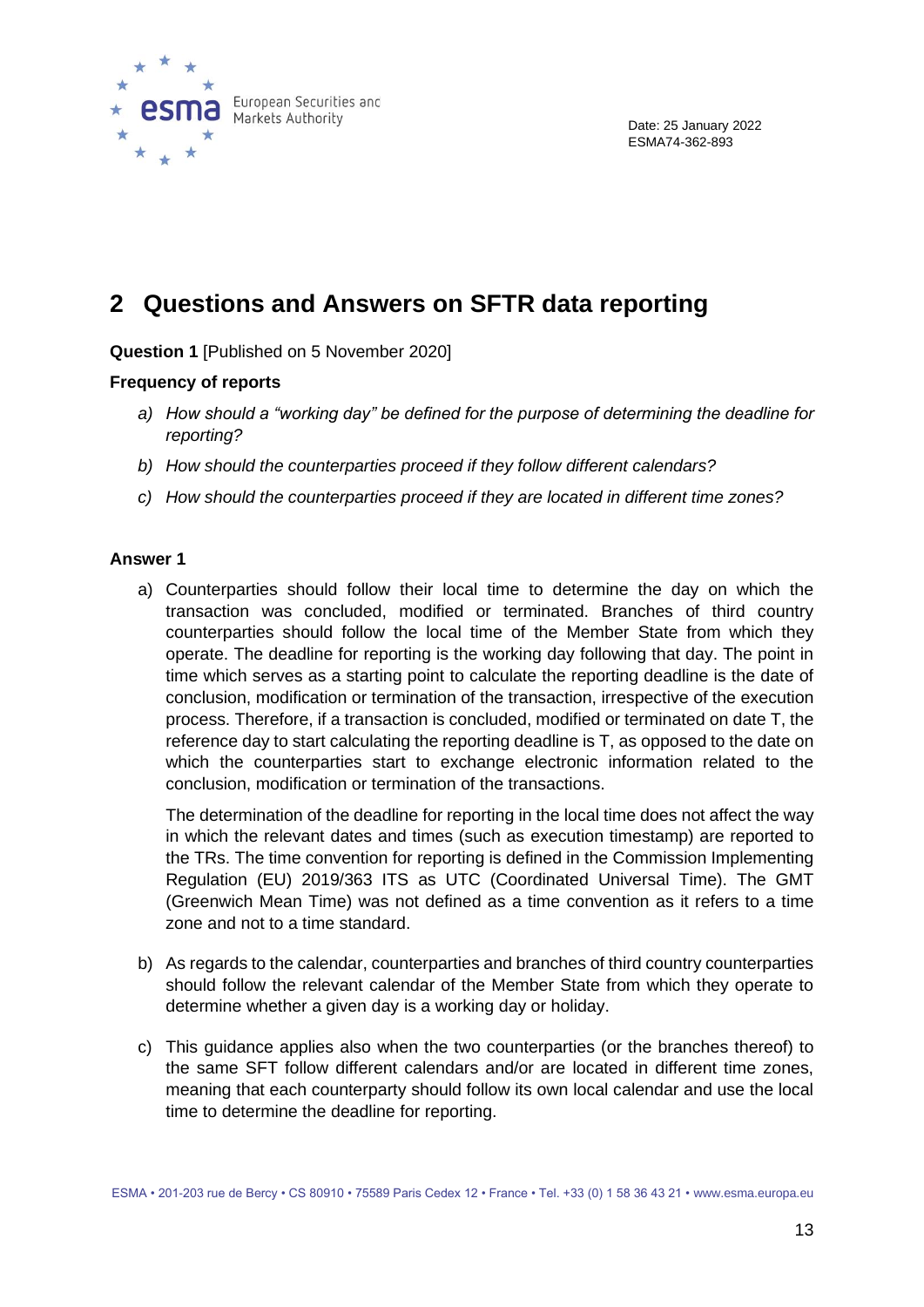## 2 Questions and Answers on SFTR data reporting

**Question 1** [Published on 5 November 2020]

**Frequency of reports**

a) *How should a "working day" be defined for the purpose of determining the deadline for reporting?*

b) *How should the counterparties proceed if they follow different calendars?*

c) *How should the counterparties proceed if they are located in different time zones?*

**Answer 1**

a) Counterparties should follow their local time to determine the day on which the transaction was concluded, modified or terminated. Branches of third country counterparties should follow the local time of the Member State from which they operate. The deadline for reporting is the working day following that day. The point in time which serves as a starting point to calculate the reporting deadline is the date of conclusion, modification or termination of the transaction, irrespective of the execution process. Therefore, if a transaction is concluded, modified or terminated on date T, the reference day to start calculating the reporting deadline is T, as opposed to the date on which the counterparties start to exchange electronic information related to the conclusion, modification or termination of the transactions.

   The determination of the deadline for reporting in the local time does not affect the way in which the relevant dates and times (such as execution timestamp) are reported to the TRs. The time convention for reporting is defined in the Commission Implementing Regulation (EU) 2019/363 ITS as UTC (Coordinated Universal Time). The GMT (Greenwich Mean Time) was not defined as a time convention as it refers to a time zone and not to a time standard.

b) As regards to the calendar, counterparties and branches of third country counterparties should follow the relevant calendar of the Member State from which they operate to determine whether a given day is a working day or holiday.

c) This guidance applies also when the two counterparties (or the branches thereof) to the same SFT follow different calendars and/or are located in different time zones, meaning that each counterparty should follow its own local calendar and use the local time to determine the deadline for reporting.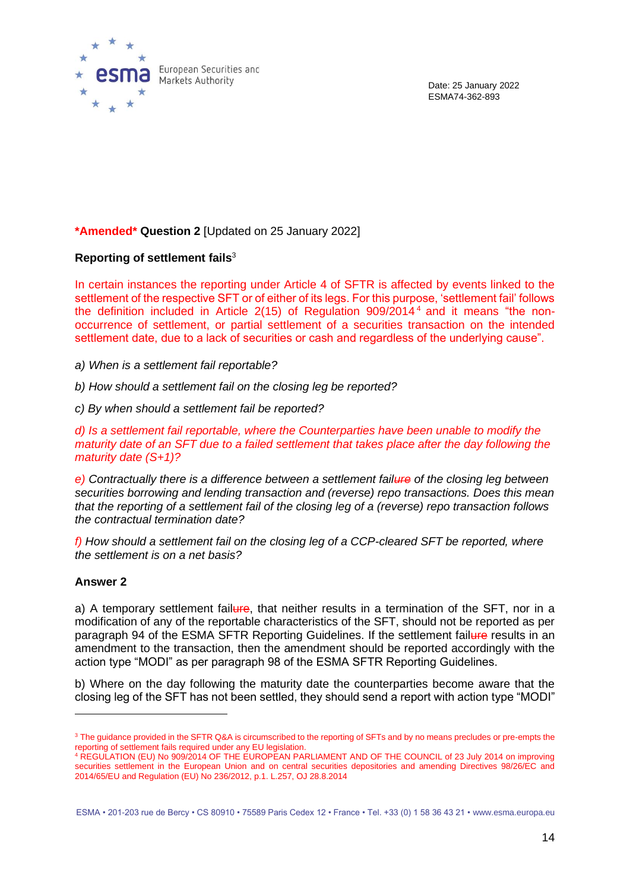Date: 25 January 2022
ESMA74-362-893

***Amended* Question 2** [Updated on 25 January 2022]

**Reporting of settlement fails**[3]

In certain instances the reporting under Article 4 of SFTR is affected by events linked to the settlement of the respective SFT or of either of its legs. For this purpose, 'settlement fail' follows the definition included in Article 2(15) of Regulation 909/2014[4] and it means "the non-occurrence of settlement, or partial settlement of a securities transaction on the intended settlement date, due to a lack of securities or cash and regardless of the underlying cause".

*a) When is a settlement fail reportable?*

*b) How should a settlement fail on the closing leg be reported?*

*c) By when should a settlement fail be reported?*

*d) Is a settlement fail reportable, where the Counterparties have been unable to modify the maturity date of an SFT due to a failed settlement that takes place after the day following the maturity date (S+1)?*

*e) Contractually there is a difference between a settlement fail~~ure~~ of the closing leg between securities borrowing and lending transaction and (reverse) repo transactions. Does this mean that the reporting of a settlement fail of the closing leg of a (reverse) repo transaction follows the contractual termination date?*

*f) How should a settlement fail on the closing leg of a CCP-cleared SFT be reported, where the settlement is on a net basis?*

**Answer 2**

a) A temporary settlement fail~~ure~~, that neither results in a termination of the SFT, nor in a modification of any of the reportable characteristics of the SFT, should not be reported as per paragraph 94 of the ESMA SFTR Reporting Guidelines. If the settlement fail~~ure~~ results in an amendment to the transaction, then the amendment should be reported accordingly with the action type "MODI" as per paragraph 98 of the ESMA SFTR Reporting Guidelines.

b) Where on the day following the maturity date the counterparties become aware that the closing leg of the SFT has not been settled, they should send a report with action type "MODI"

[3] The guidance provided in the SFTR Q&A is circumscribed to the reporting of SFTs and by no means precludes or pre-empts the reporting of settlement fails required under any EU legislation.

[4] REGULATION (EU) No 909/2014 OF THE EUROPEAN PARLIAMENT AND OF THE COUNCIL of 23 July 2014 on improving securities settlement in the European Union and on central securities depositories and amending Directives 98/26/EC and 2014/65/EU and Regulation (EU) No 236/2012, p.1. L.257, OJ 28.8.2014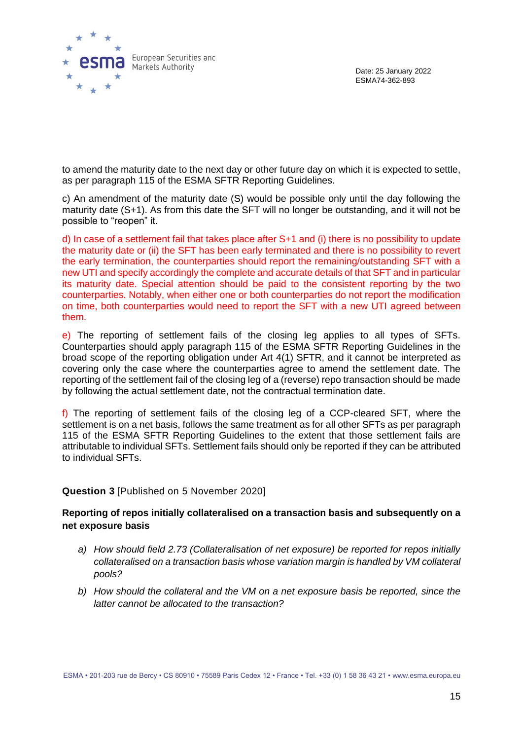to amend the maturity date to the next day or other future day on which it is expected to settle, as per paragraph 115 of the ESMA SFTR Reporting Guidelines.

c) An amendment of the maturity date (S) would be possible only until the day following the maturity date (S+1). As from this date the SFT will no longer be outstanding, and it will not be possible to "reopen" it.

d) In case of a settlement fail that takes place after S+1 and (i) there is no possibility to update the maturity date or (ii) the SFT has been early terminated and there is no possibility to revert the early termination, the counterparties should report the remaining/outstanding SFT with a new UTI and specify accordingly the complete and accurate details of that SFT and in particular its maturity date. Special attention should be paid to the consistent reporting by the two counterparties. Notably, when either one or both counterparties do not report the modification on time, both counterparties would need to report the SFT with a new UTI agreed between them.

e) The reporting of settlement fails of the closing leg applies to all types of SFTs. Counterparties should apply paragraph 115 of the ESMA SFTR Reporting Guidelines in the broad scope of the reporting obligation under Art 4(1) SFTR, and it cannot be interpreted as covering only the case where the counterparties agree to amend the settlement date. The reporting of the settlement fail of the closing leg of a (reverse) repo transaction should be made by following the actual settlement date, not the contractual termination date.

f) The reporting of settlement fails of the closing leg of a CCP-cleared SFT, where the settlement is on a net basis, follows the same treatment as for all other SFTs as per paragraph 115 of the ESMA SFTR Reporting Guidelines to the extent that those settlement fails are attributable to individual SFTs. Settlement fails should only be reported if they can be attributed to individual SFTs.

**Question 3** [Published on 5 November 2020]

**Reporting of repos initially collateralised on a transaction basis and subsequently on a net exposure basis**

a) *How should field 2.73 (Collateralisation of net exposure) be reported for repos initially collateralised on a transaction basis whose variation margin is handled by VM collateral pools?*

b) *How should the collateral and the VM on a net exposure basis be reported, since the latter cannot be allocated to the transaction?*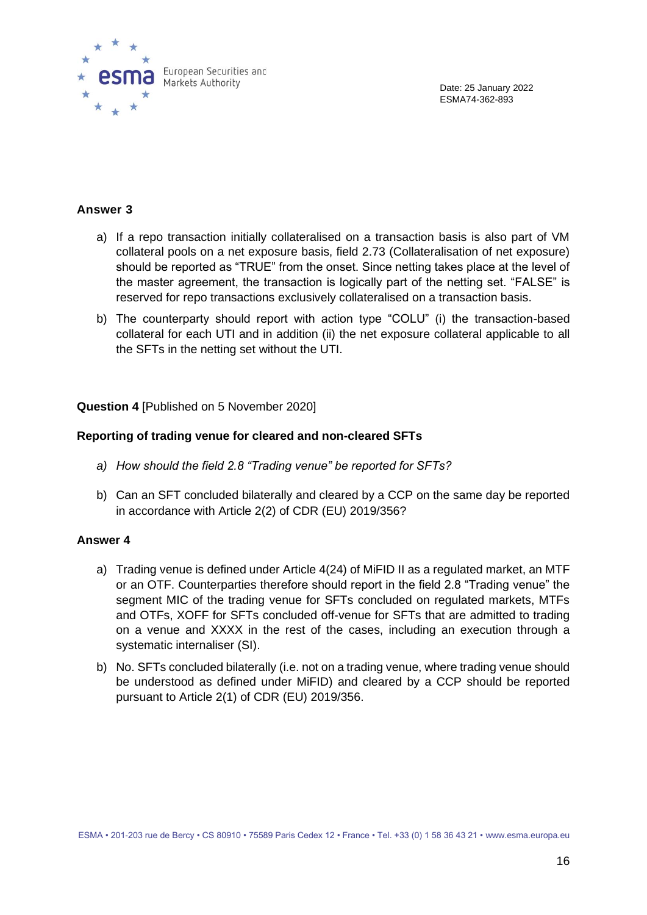**Answer 3**

a) If a repo transaction initially collateralised on a transaction basis is also part of VM collateral pools on a net exposure basis, field 2.73 (Collateralisation of net exposure) should be reported as "TRUE" from the onset. Since netting takes place at the level of the master agreement, the transaction is logically part of the netting set. "FALSE" is reserved for repo transactions exclusively collateralised on a transaction basis.

b) The counterparty should report with action type "COLU" (i) the transaction-based collateral for each UTI and in addition (ii) the net exposure collateral applicable to all the SFTs in the netting set without the UTI.

**Question 4** [Published on 5 November 2020]

**Reporting of trading venue for cleared and non-cleared SFTs**

a) *How should the field 2.8 "Trading venue" be reported for SFTs?*

b) Can an SFT concluded bilaterally and cleared by a CCP on the same day be reported in accordance with Article 2(2) of CDR (EU) 2019/356?

**Answer 4**

a) Trading venue is defined under Article 4(24) of MiFID II as a regulated market, an MTF or an OTF. Counterparties therefore should report in the field 2.8 "Trading venue" the segment MIC of the trading venue for SFTs concluded on regulated markets, MTFs and OTFs, XOFF for SFTs concluded off-venue for SFTs that are admitted to trading on a venue and XXXX in the rest of the cases, including an execution through a systematic internaliser (SI).

b) No. SFTs concluded bilaterally (i.e. not on a trading venue, where trading venue should be understood as defined under MiFID) and cleared by a CCP should be reported pursuant to Article 2(1) of CDR (EU) 2019/356.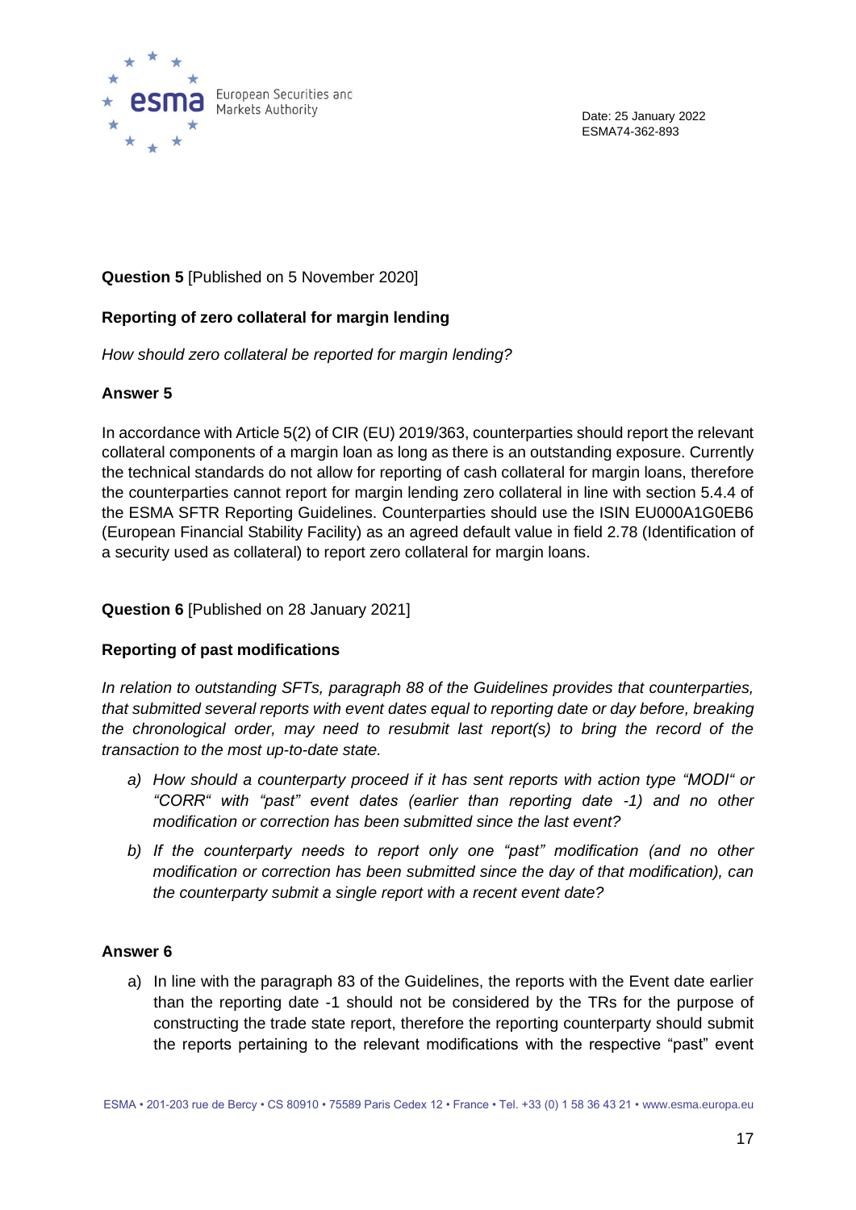**Question 5** [Published on 5 November 2020]

**Reporting of zero collateral for margin lending**

*How should zero collateral be reported for margin lending?*

**Answer 5**

In accordance with Article 5(2) of CIR (EU) 2019/363, counterparties should report the relevant collateral components of a margin loan as long as there is an outstanding exposure. Currently the technical standards do not allow for reporting of cash collateral for margin loans, therefore the counterparties cannot report for margin lending zero collateral in line with section 5.4.4 of the ESMA SFTR Reporting Guidelines. Counterparties should use the ISIN EU000A1G0EB6 (European Financial Stability Facility) as an agreed default value in field 2.78 (Identification of a security used as collateral) to report zero collateral for margin loans.

**Question 6** [Published on 28 January 2021]

**Reporting of past modifications**

*In relation to outstanding SFTs, paragraph 88 of the Guidelines provides that counterparties, that submitted several reports with event dates equal to reporting date or day before, breaking the chronological order, may need to resubmit last report(s) to bring the record of the transaction to the most up-to-date state.*

a) *How should a counterparty proceed if it has sent reports with action type "MODI" or "CORR" with "past" event dates (earlier than reporting date -1) and no other modification or correction has been submitted since the last event?*

b) *If the counterparty needs to report only one "past" modification (and no other modification or correction has been submitted since the day of that modification), can the counterparty submit a single report with a recent event date?*

**Answer 6**

a) In line with the paragraph 83 of the Guidelines, the reports with the Event date earlier than the reporting date -1 should not be considered by the TRs for the purpose of constructing the trade state report, therefore the reporting counterparty should submit the reports pertaining to the relevant modifications with the respective "past" event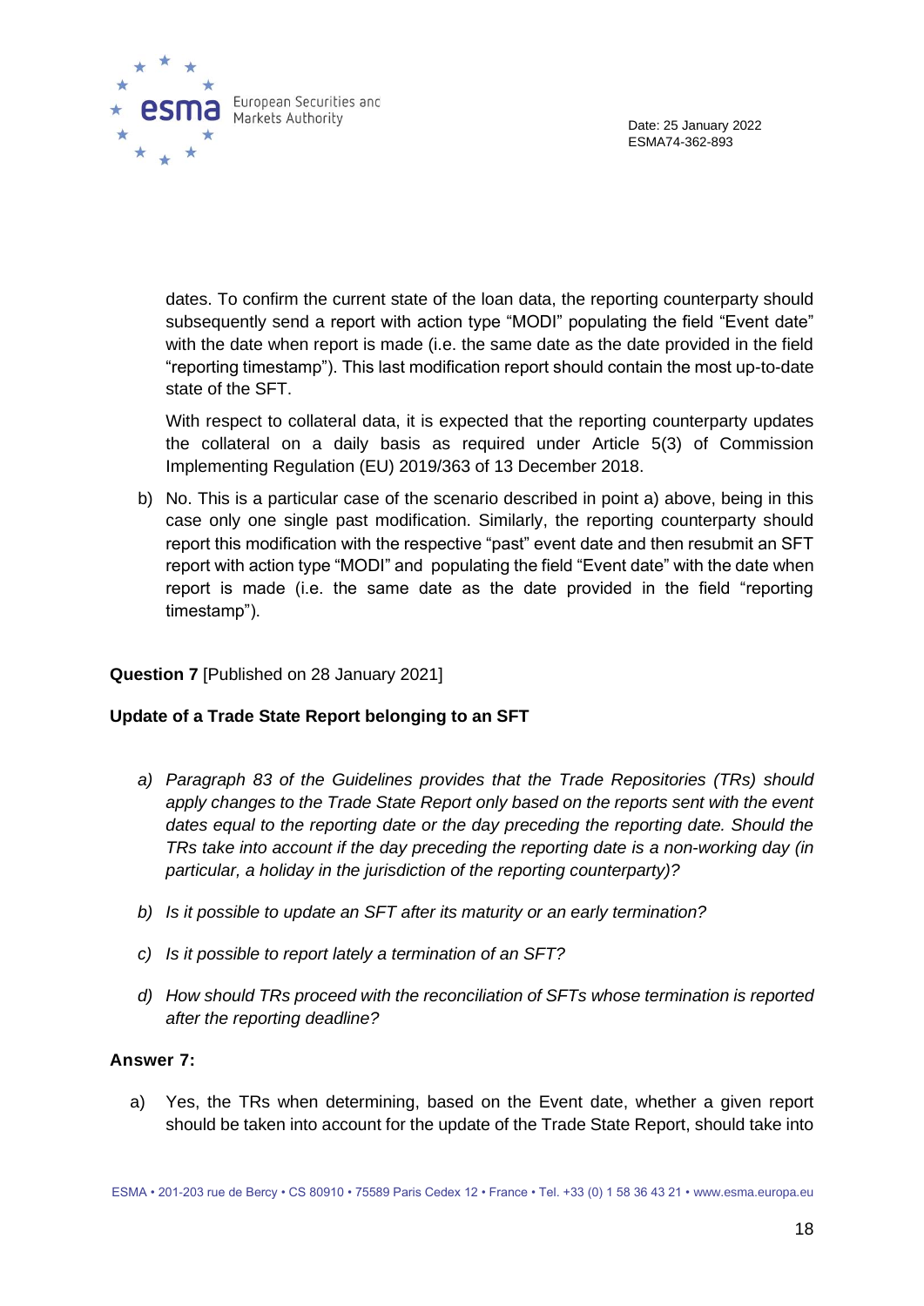dates. To confirm the current state of the loan data, the reporting counterparty should subsequently send a report with action type "MODI" populating the field "Event date" with the date when report is made (i.e. the same date as the date provided in the field "reporting timestamp"). This last modification report should contain the most up-to-date state of the SFT.

With respect to collateral data, it is expected that the reporting counterparty updates the collateral on a daily basis as required under Article 5(3) of Commission Implementing Regulation (EU) 2019/363 of 13 December 2018.

b) No. This is a particular case of the scenario described in point a) above, being in this case only one single past modification. Similarly, the reporting counterparty should report this modification with the respective "past" event date and then resubmit an SFT report with action type "MODI" and populating the field "Event date" with the date when report is made (i.e. the same date as the date provided in the field "reporting timestamp").

**Question 7** [Published on 28 January 2021]

**Update of a Trade State Report belonging to an SFT**

a) *Paragraph 83 of the Guidelines provides that the Trade Repositories (TRs) should apply changes to the Trade State Report only based on the reports sent with the event dates equal to the reporting date or the day preceding the reporting date. Should the TRs take into account if the day preceding the reporting date is a non-working day (in particular, a holiday in the jurisdiction of the reporting counterparty)?*

b) *Is it possible to update an SFT after its maturity or an early termination?*

c) *Is it possible to report lately a termination of an SFT?*

d) *How should TRs proceed with the reconciliation of SFTs whose termination is reported after the reporting deadline?*

**Answer 7:**

a) Yes, the TRs when determining, based on the Event date, whether a given report should be taken into account for the update of the Trade State Report, should take into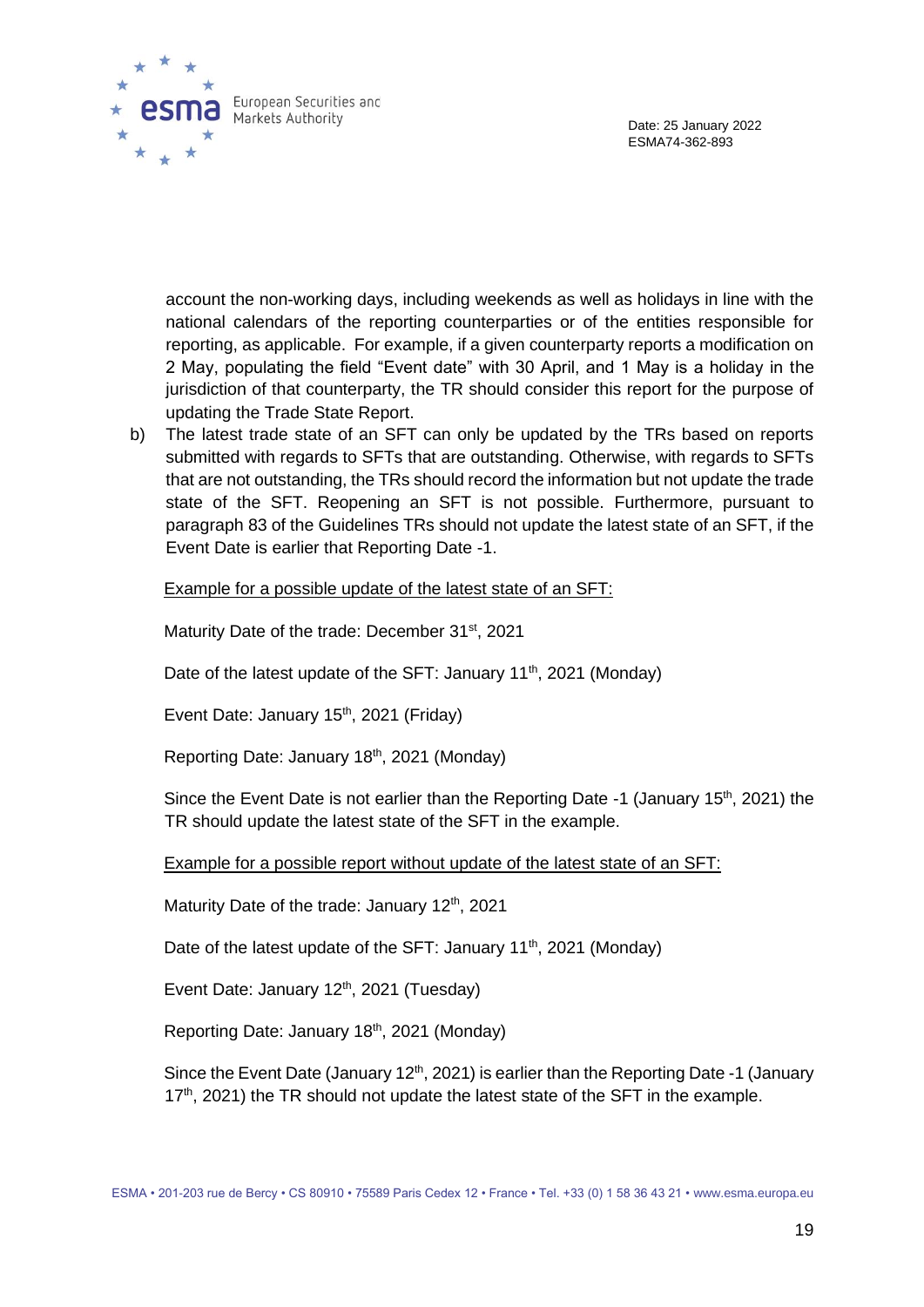account the non-working days, including weekends as well as holidays in line with the national calendars of the reporting counterparties or of the entities responsible for reporting, as applicable. For example, if a given counterparty reports a modification on 2 May, populating the field "Event date" with 30 April, and 1 May is a holiday in the jurisdiction of that counterparty, the TR should consider this report for the purpose of updating the Trade State Report.

b) The latest trade state of an SFT can only be updated by the TRs based on reports submitted with regards to SFTs that are outstanding. Otherwise, with regards to SFTs that are not outstanding, the TRs should record the information but not update the trade state of the SFT. Reopening an SFT is not possible. Furthermore, pursuant to paragraph 83 of the Guidelines TRs should not update the latest state of an SFT, if the Event Date is earlier that Reporting Date -1.

   Example for a possible update of the latest state of an SFT:

   Maturity Date of the trade: December 31st, 2021

   Date of the latest update of the SFT: January 11th, 2021 (Monday)

   Event Date: January 15th, 2021 (Friday)

   Reporting Date: January 18th, 2021 (Monday)

   Since the Event Date is not earlier than the Reporting Date -1 (January 15th, 2021) the TR should update the latest state of the SFT in the example.

   Example for a possible report without update of the latest state of an SFT:

   Maturity Date of the trade: January 12th, 2021

   Date of the latest update of the SFT: January 11th, 2021 (Monday)

   Event Date: January 12th, 2021 (Tuesday)

   Reporting Date: January 18th, 2021 (Monday)

   Since the Event Date (January 12th, 2021) is earlier than the Reporting Date -1 (January 17th, 2021) the TR should not update the latest state of the SFT in the example.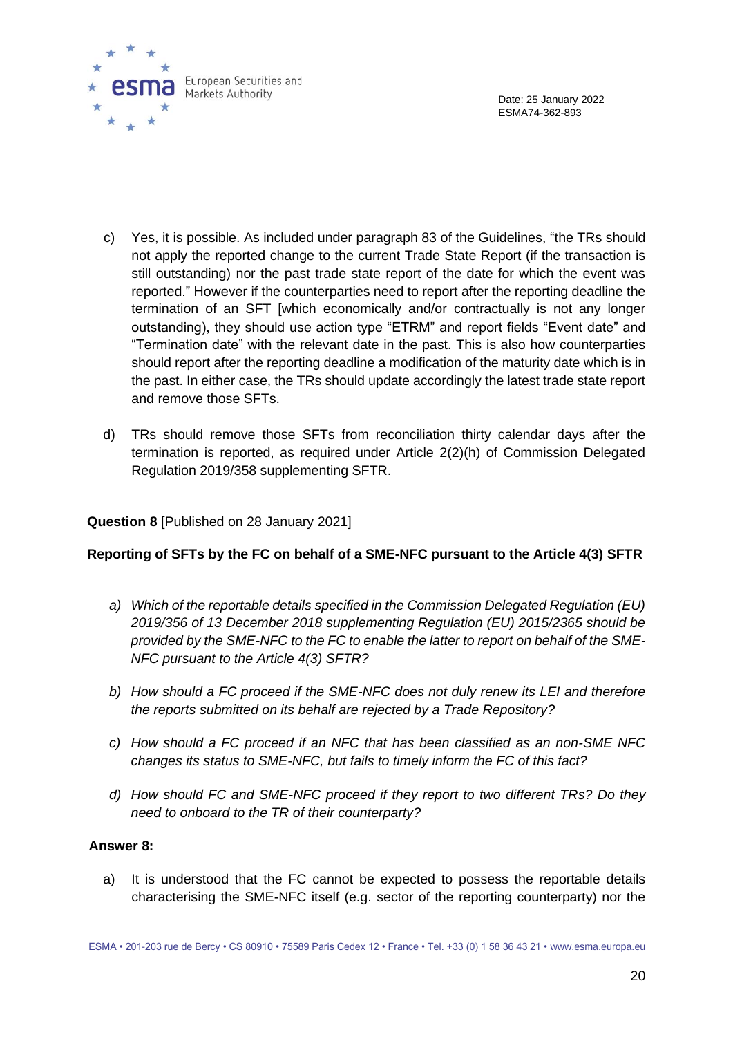c) Yes, it is possible. As included under paragraph 83 of the Guidelines, "the TRs should not apply the reported change to the current Trade State Report (if the transaction is still outstanding) nor the past trade state report of the date for which the event was reported." However if the counterparties need to report after the reporting deadline the termination of an SFT [which economically and/or contractually is not any longer outstanding), they should use action type "ETRM" and report fields "Event date" and "Termination date" with the relevant date in the past. This is also how counterparties should report after the reporting deadline a modification of the maturity date which is in the past. In either case, the TRs should update accordingly the latest trade state report and remove those SFTs.

d) TRs should remove those SFTs from reconciliation thirty calendar days after the termination is reported, as required under Article 2(2)(h) of Commission Delegated Regulation 2019/358 supplementing SFTR.

**Question 8** [Published on 28 January 2021]

**Reporting of SFTs by the FC on behalf of a SME-NFC pursuant to the Article 4(3) SFTR**

a) *Which of the reportable details specified in the Commission Delegated Regulation (EU) 2019/356 of 13 December 2018 supplementing Regulation (EU) 2015/2365 should be provided by the SME-NFC to the FC to enable the latter to report on behalf of the SME-NFC pursuant to the Article 4(3) SFTR?*

b) *How should a FC proceed if the SME-NFC does not duly renew its LEI and therefore the reports submitted on its behalf are rejected by a Trade Repository?*

c) *How should a FC proceed if an NFC that has been classified as an non-SME NFC changes its status to SME-NFC, but fails to timely inform the FC of this fact?*

d) *How should FC and SME-NFC proceed if they report to two different TRs? Do they need to onboard to the TR of their counterparty?*

**Answer 8:**

a) It is understood that the FC cannot be expected to possess the reportable details characterising the SME-NFC itself (e.g. sector of the reporting counterparty) nor the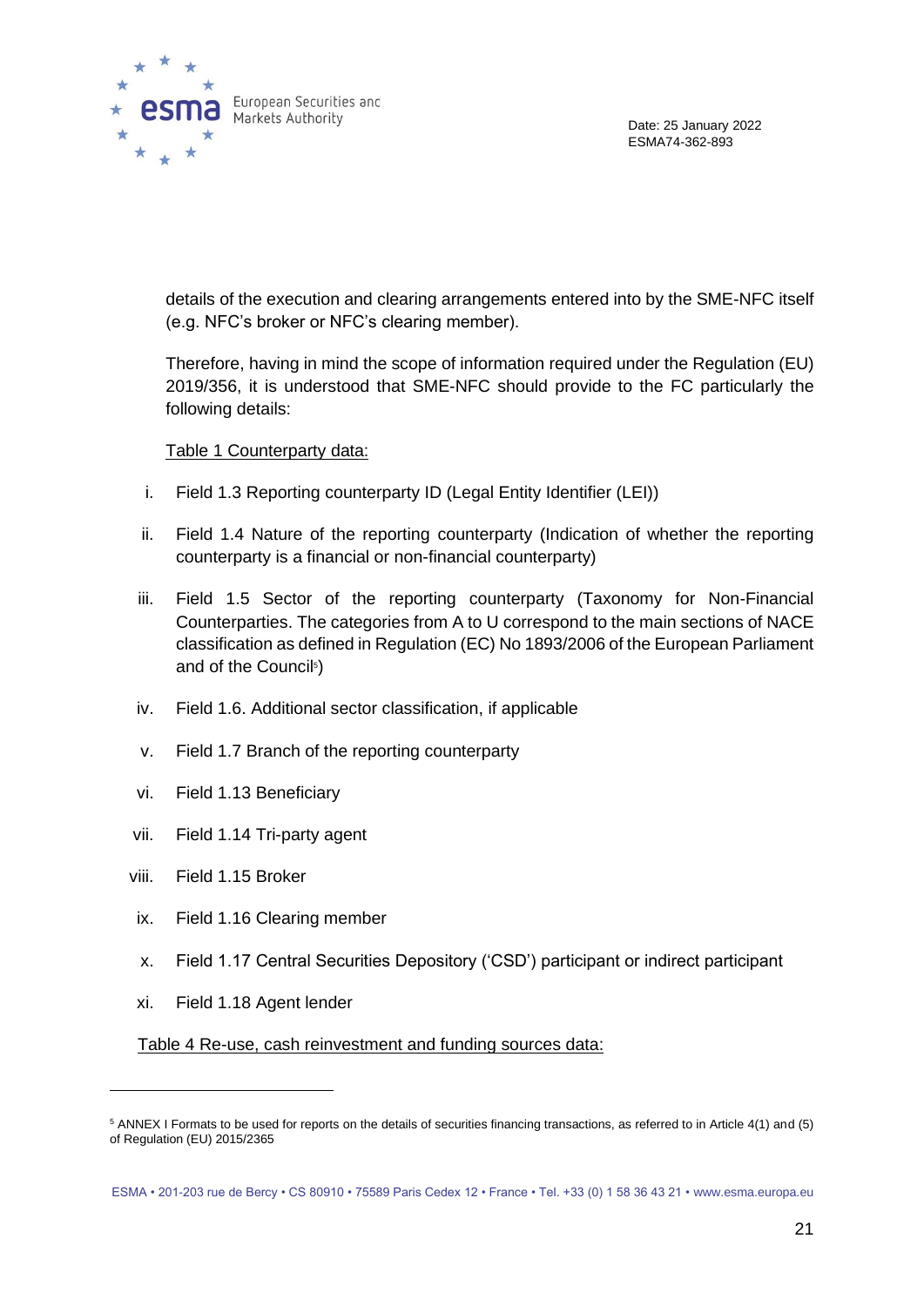details of the execution and clearing arrangements entered into by the SME-NFC itself (e.g. NFC's broker or NFC's clearing member).

Therefore, having in mind the scope of information required under the Regulation (EU) 2019/356, it is understood that SME-NFC should provide to the FC particularly the following details:

<u>Table 1 Counterparty data:</u>

i. Field 1.3 Reporting counterparty ID (Legal Entity Identifier (LEI))

ii. Field 1.4 Nature of the reporting counterparty (Indication of whether the reporting counterparty is a financial or non-financial counterparty)

iii. Field 1.5 Sector of the reporting counterparty (Taxonomy for Non-Financial Counterparties. The categories from A to U correspond to the main sections of NACE classification as defined in Regulation (EC) No 1893/2006 of the European Parliament and of the Council[5])

iv. Field 1.6. Additional sector classification, if applicable

v. Field 1.7 Branch of the reporting counterparty

vi. Field 1.13 Beneficiary

vii. Field 1.14 Tri-party agent

viii. Field 1.15 Broker

ix. Field 1.16 Clearing member

x. Field 1.17 Central Securities Depository ('CSD') participant or indirect participant

xi. Field 1.18 Agent lender

<u>Table 4 Re-use, cash reinvestment and funding sources data:</u>

---

[5] ANNEX I Formats to be used for reports on the details of securities financing transactions, as referred to in Article 4(1) and (5) of Regulation (EU) 2015/2365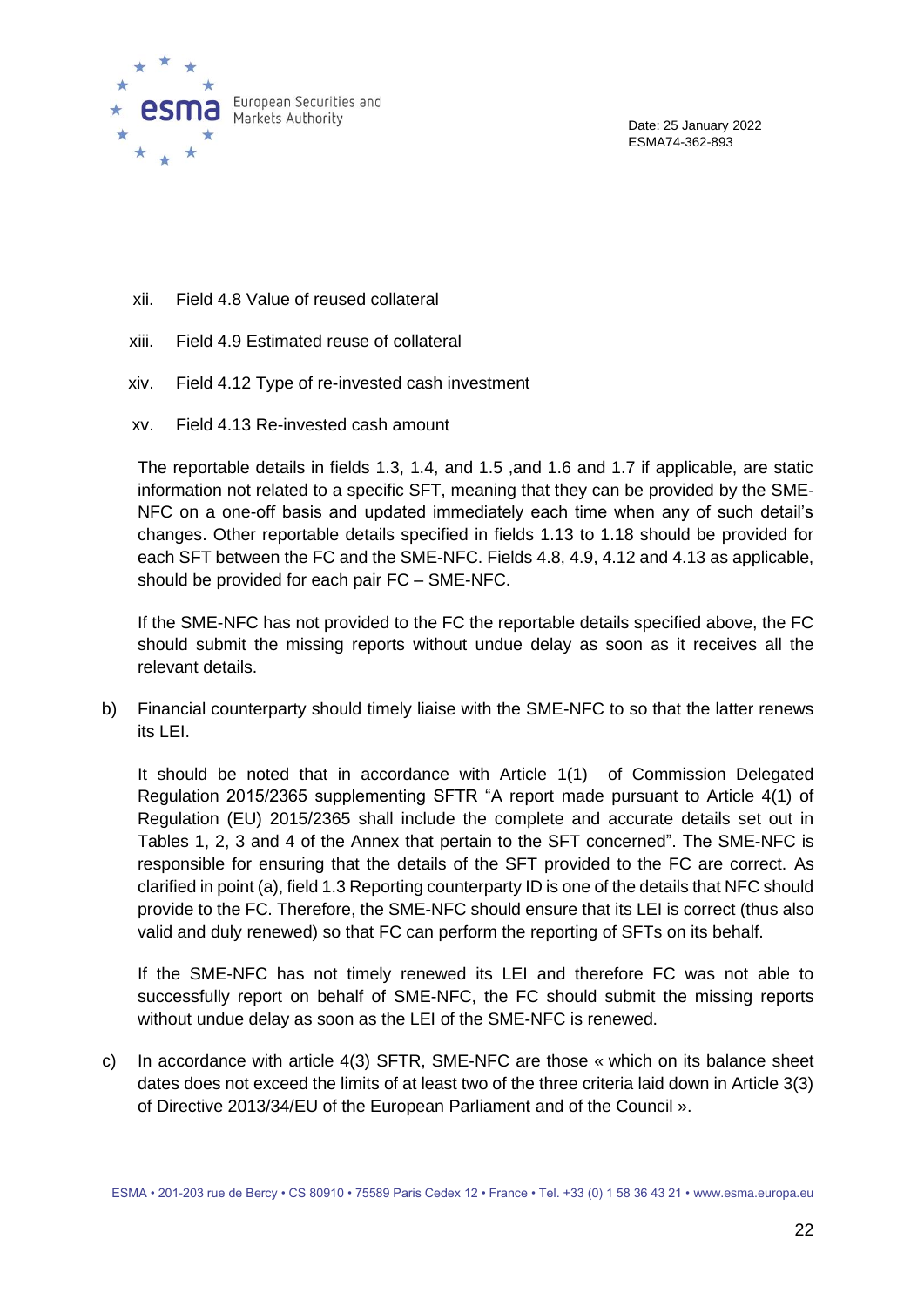xii. Field 4.8 Value of reused collateral

xiii. Field 4.9 Estimated reuse of collateral

xiv. Field 4.12 Type of re-invested cash investment

xv. Field 4.13 Re-invested cash amount

The reportable details in fields 1.3, 1.4, and 1.5 ,and 1.6 and 1.7 if applicable, are static information not related to a specific SFT, meaning that they can be provided by the SME-NFC on a one-off basis and updated immediately each time when any of such detail's changes. Other reportable details specified in fields 1.13 to 1.18 should be provided for each SFT between the FC and the SME-NFC. Fields 4.8, 4.9, 4.12 and 4.13 as applicable, should be provided for each pair FC – SME-NFC.

If the SME-NFC has not provided to the FC the reportable details specified above, the FC should submit the missing reports without undue delay as soon as it receives all the relevant details.

b) Financial counterparty should timely liaise with the SME-NFC to so that the latter renews its LEI.

It should be noted that in accordance with Article 1(1) of Commission Delegated Regulation 2015/2365 supplementing SFTR "A report made pursuant to Article 4(1) of Regulation (EU) 2015/2365 shall include the complete and accurate details set out in Tables 1, 2, 3 and 4 of the Annex that pertain to the SFT concerned". The SME-NFC is responsible for ensuring that the details of the SFT provided to the FC are correct. As clarified in point (a), field 1.3 Reporting counterparty ID is one of the details that NFC should provide to the FC. Therefore, the SME-NFC should ensure that its LEI is correct (thus also valid and duly renewed) so that FC can perform the reporting of SFTs on its behalf.

If the SME-NFC has not timely renewed its LEI and therefore FC was not able to successfully report on behalf of SME-NFC, the FC should submit the missing reports without undue delay as soon as the LEI of the SME-NFC is renewed.

c) In accordance with article 4(3) SFTR, SME-NFC are those « which on its balance sheet dates does not exceed the limits of at least two of the three criteria laid down in Article 3(3) of Directive 2013/34/EU of the European Parliament and of the Council ».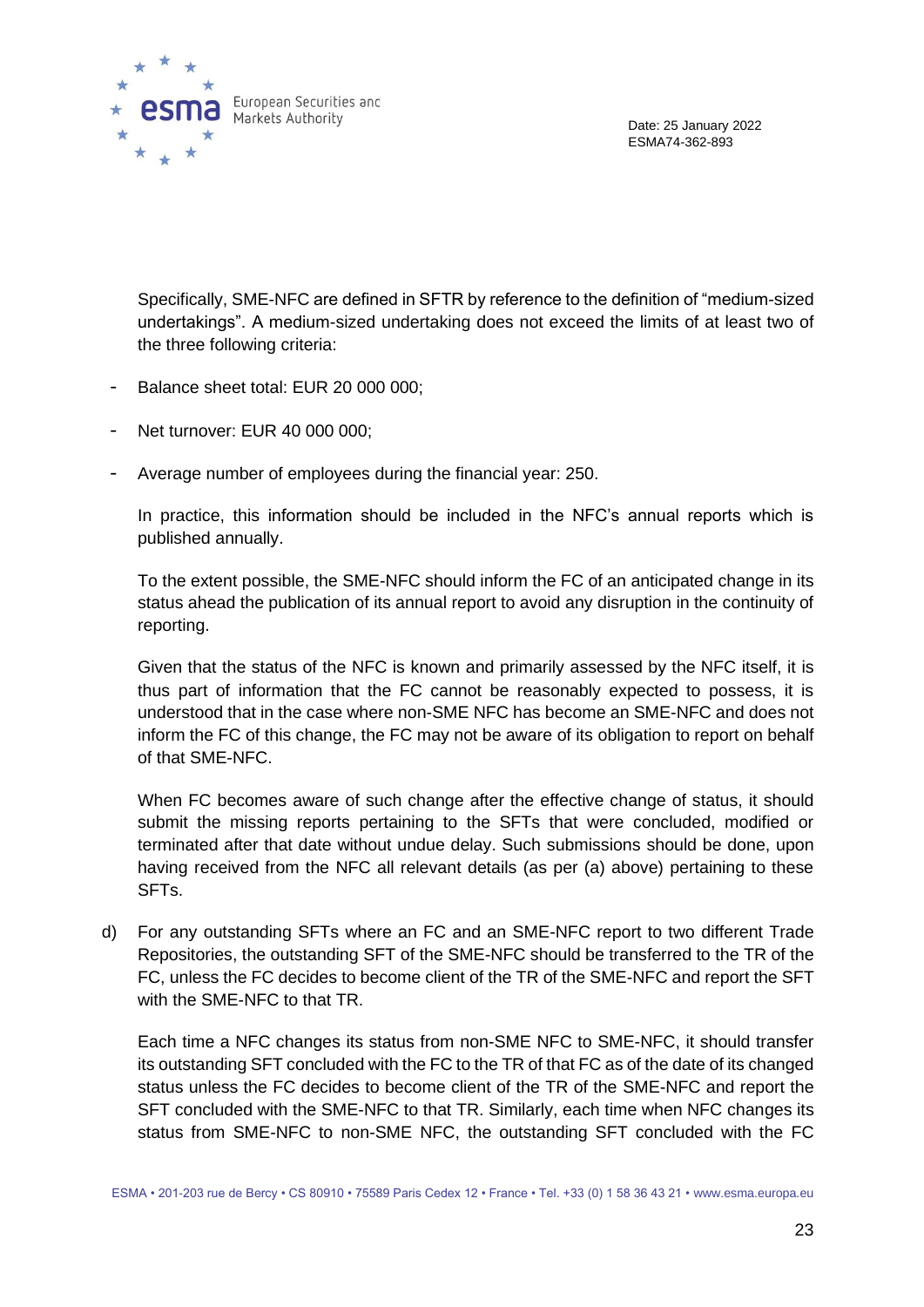Specifically, SME-NFC are defined in SFTR by reference to the definition of "medium-sized undertakings". A medium-sized undertaking does not exceed the limits of at least two of the three following criteria:

- Balance sheet total: EUR 20 000 000;
- Net turnover: EUR 40 000 000;
- Average number of employees during the financial year: 250.

In practice, this information should be included in the NFC's annual reports which is published annually.

To the extent possible, the SME-NFC should inform the FC of an anticipated change in its status ahead the publication of its annual report to avoid any disruption in the continuity of reporting.

Given that the status of the NFC is known and primarily assessed by the NFC itself, it is thus part of information that the FC cannot be reasonably expected to possess, it is understood that in the case where non-SME NFC has become an SME-NFC and does not inform the FC of this change, the FC may not be aware of its obligation to report on behalf of that SME-NFC.

When FC becomes aware of such change after the effective change of status, it should submit the missing reports pertaining to the SFTs that were concluded, modified or terminated after that date without undue delay. Such submissions should be done, upon having received from the NFC all relevant details (as per (a) above) pertaining to these SFTs.

d) For any outstanding SFTs where an FC and an SME-NFC report to two different Trade Repositories, the outstanding SFT of the SME-NFC should be transferred to the TR of the FC, unless the FC decides to become client of the TR of the SME-NFC and report the SFT with the SME-NFC to that TR.

   Each time a NFC changes its status from non-SME NFC to SME-NFC, it should transfer its outstanding SFT concluded with the FC to the TR of that FC as of the date of its changed status unless the FC decides to become client of the TR of the SME-NFC and report the SFT concluded with the SME-NFC to that TR. Similarly, each time when NFC changes its status from SME-NFC to non-SME NFC, the outstanding SFT concluded with the FC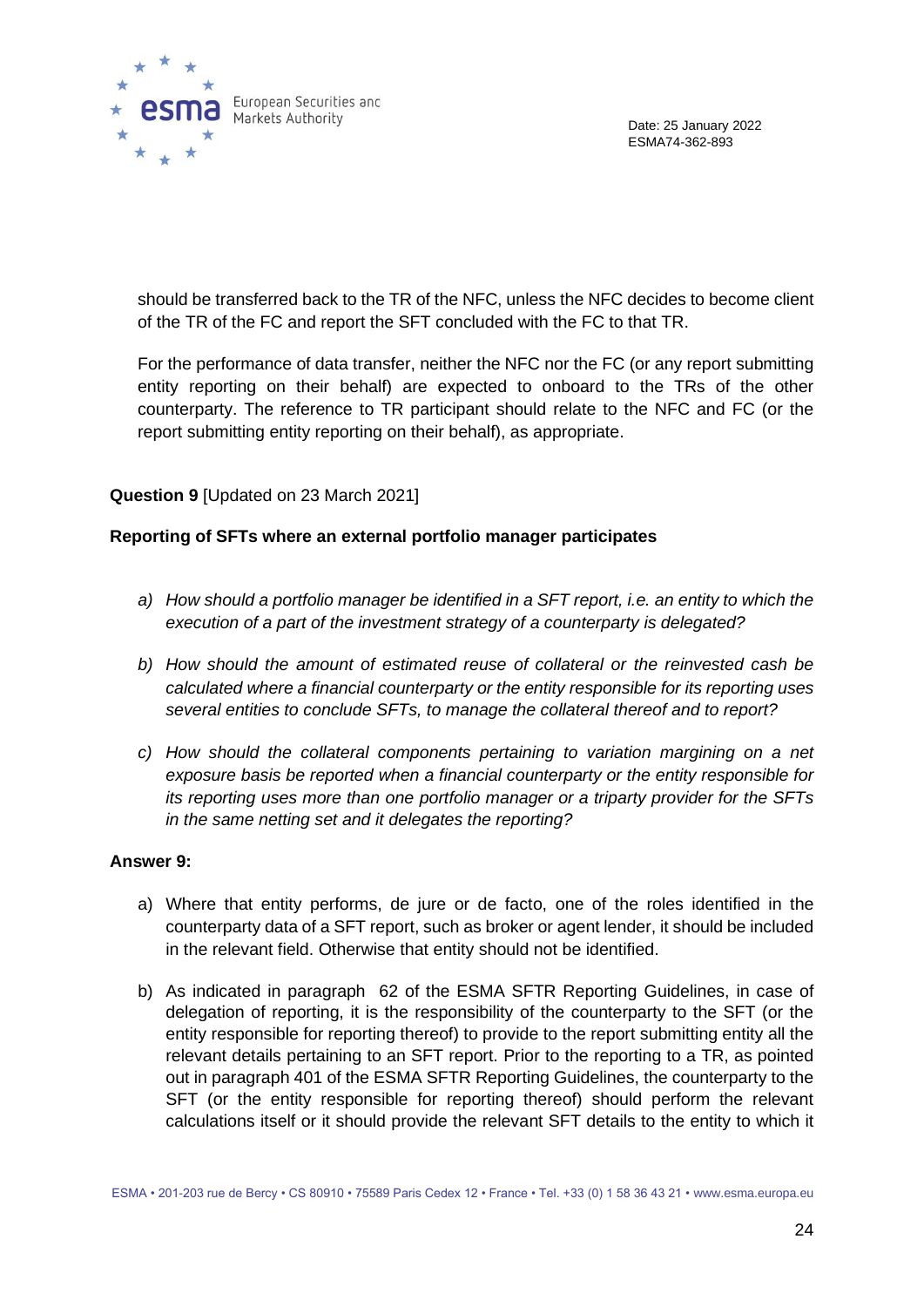should be transferred back to the TR of the NFC, unless the NFC decides to become client of the TR of the FC and report the SFT concluded with the FC to that TR.

For the performance of data transfer, neither the NFC nor the FC (or any report submitting entity reporting on their behalf) are expected to onboard to the TRs of the other counterparty. The reference to TR participant should relate to the NFC and FC (or the report submitting entity reporting on their behalf), as appropriate.

**Question 9** [Updated on 23 March 2021]

**Reporting of SFTs where an external portfolio manager participates**

a) *How should a portfolio manager be identified in a SFT report, i.e. an entity to which the execution of a part of the investment strategy of a counterparty is delegated?*

b) *How should the amount of estimated reuse of collateral or the reinvested cash be calculated where a financial counterparty or the entity responsible for its reporting uses several entities to conclude SFTs, to manage the collateral thereof and to report?*

c) *How should the collateral components pertaining to variation margining on a net exposure basis be reported when a financial counterparty or the entity responsible for its reporting uses more than one portfolio manager or a triparty provider for the SFTs in the same netting set and it delegates the reporting?*

**Answer 9:**

a) Where that entity performs, de jure or de facto, one of the roles identified in the counterparty data of a SFT report, such as broker or agent lender, it should be included in the relevant field. Otherwise that entity should not be identified.

b) As indicated in paragraph 62 of the ESMA SFTR Reporting Guidelines, in case of delegation of reporting, it is the responsibility of the counterparty to the SFT (or the entity responsible for reporting thereof) to provide to the report submitting entity all the relevant details pertaining to an SFT report. Prior to the reporting to a TR, as pointed out in paragraph 401 of the ESMA SFTR Reporting Guidelines, the counterparty to the SFT (or the entity responsible for reporting thereof) should perform the relevant calculations itself or it should provide the relevant SFT details to the entity to which it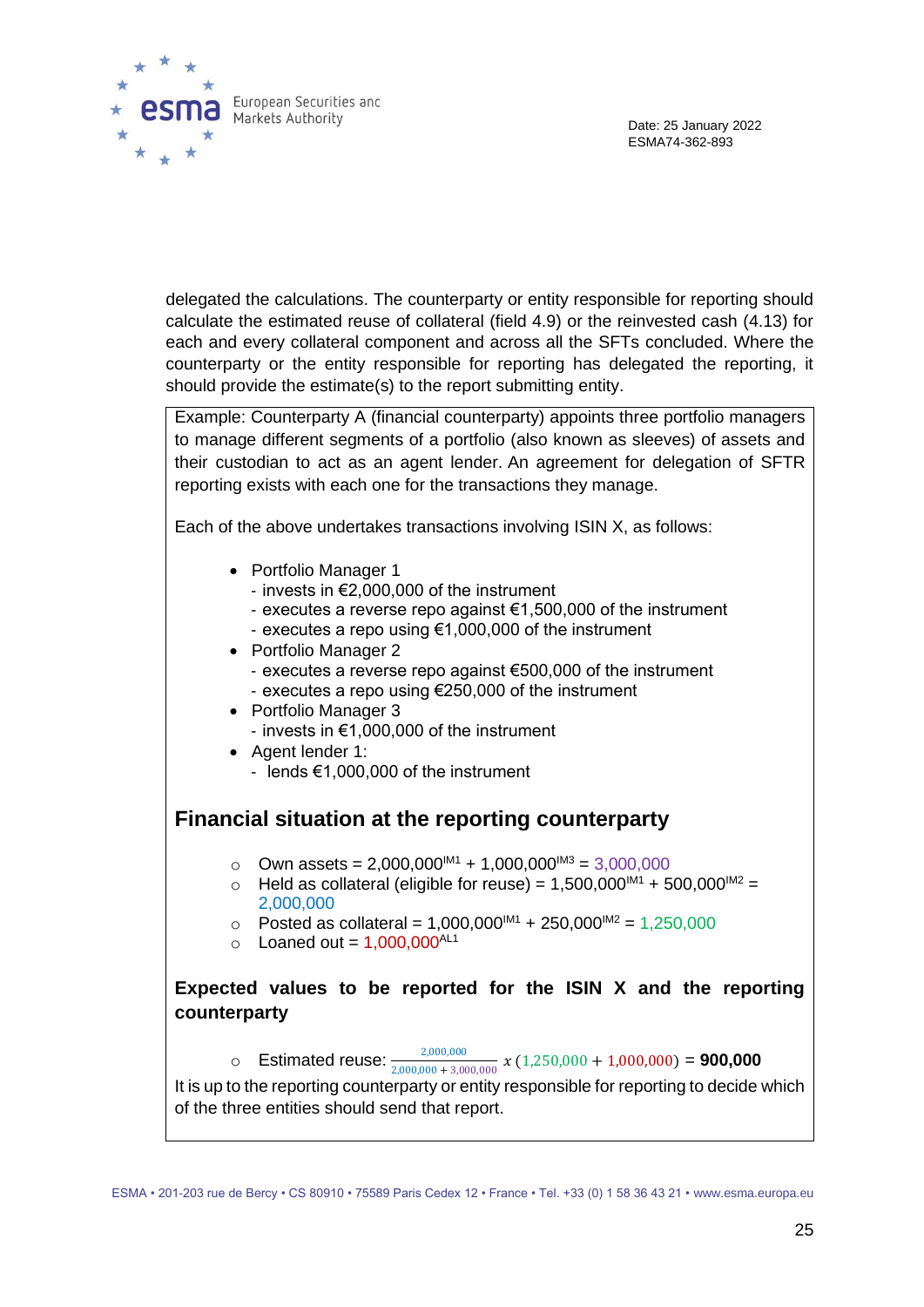delegated the calculations. The counterparty or entity responsible for reporting should calculate the estimated reuse of collateral (field 4.9) or the reinvested cash (4.13) for each and every collateral component and across all the SFTs concluded. Where the counterparty or the entity responsible for reporting has delegated the reporting, it should provide the estimate(s) to the report submitting entity.

Example: Counterparty A (financial counterparty) appoints three portfolio managers to manage different segments of a portfolio (also known as sleeves) of assets and their custodian to act as an agent lender. An agreement for delegation of SFTR reporting exists with each one for the transactions they manage.

Each of the above undertakes transactions involving ISIN X, as follows:

- Portfolio Manager 1
  - invests in €2,000,000 of the instrument
  - executes a reverse repo against €1,500,000 of the instrument
  - executes a repo using €1,000,000 of the instrument
- Portfolio Manager 2
  - executes a reverse repo against €500,000 of the instrument
  - executes a repo using €250,000 of the instrument
- Portfolio Manager 3
  - invests in €1,000,000 of the instrument
- Agent lender 1:
  - lends €1,000,000 of the instrument

## Financial situation at the reporting counterparty

- Own assets = $2{,}000{,}000^{IM1} + 1{,}000{,}000^{IM3} = 3{,}000{,}000$
- Held as collateral (eligible for reuse) = $1{,}500{,}000^{IM1} + 500{,}000^{IM2} = 2{,}000{,}000$
- Posted as collateral = $1{,}000{,}000^{IM1} + 250{,}000^{IM2} = 1{,}250{,}000$
- Loaned out = $1{,}000{,}000^{AL1}$

### Expected values to be reported for the ISIN X and the reporting counterparty

- Estimated reuse: $\frac{2{,}000{,}000}{2{,}000{,}000 + 3{,}000{,}000} \; x \; (1{,}250{,}000 + 1{,}000{,}000) = \mathbf{900{,}000}$

It is up to the reporting counterparty or entity responsible for reporting to decide which of the three entities should send that report.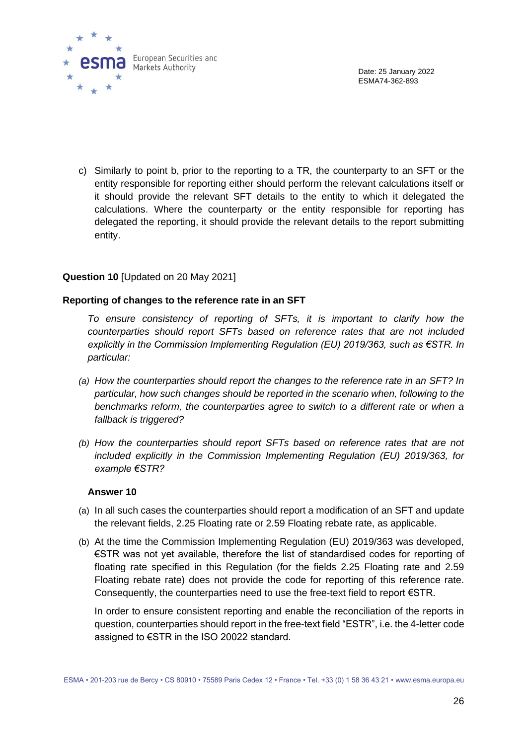c) Similarly to point b, prior to the reporting to a TR, the counterparty to an SFT or the entity responsible for reporting either should perform the relevant calculations itself or it should provide the relevant SFT details to the entity to which it delegated the calculations. Where the counterparty or the entity responsible for reporting has delegated the reporting, it should provide the relevant details to the report submitting entity.

**Question 10** [Updated on 20 May 2021]

**Reporting of changes to the reference rate in an SFT**

*To ensure consistency of reporting of SFTs, it is important to clarify how the counterparties should report SFTs based on reference rates that are not included explicitly in the Commission Implementing Regulation (EU) 2019/363, such as €STR. In particular:*

*(a) How the counterparties should report the changes to the reference rate in an SFT? In particular, how such changes should be reported in the scenario when, following to the benchmarks reform, the counterparties agree to switch to a different rate or when a fallback is triggered?*

*(b) How the counterparties should report SFTs based on reference rates that are not included explicitly in the Commission Implementing Regulation (EU) 2019/363, for example €STR?*

**Answer 10**

(a) In all such cases the counterparties should report a modification of an SFT and update the relevant fields, 2.25 Floating rate or 2.59 Floating rebate rate, as applicable.

(b) At the time the Commission Implementing Regulation (EU) 2019/363 was developed, €STR was not yet available, therefore the list of standardised codes for reporting of floating rate specified in this Regulation (for the fields 2.25 Floating rate and 2.59 Floating rebate rate) does not provide the code for reporting of this reference rate. Consequently, the counterparties need to use the free-text field to report €STR.

In order to ensure consistent reporting and enable the reconciliation of the reports in question, counterparties should report in the free-text field "ESTR", i.e. the 4-letter code assigned to €STR in the ISO 20022 standard.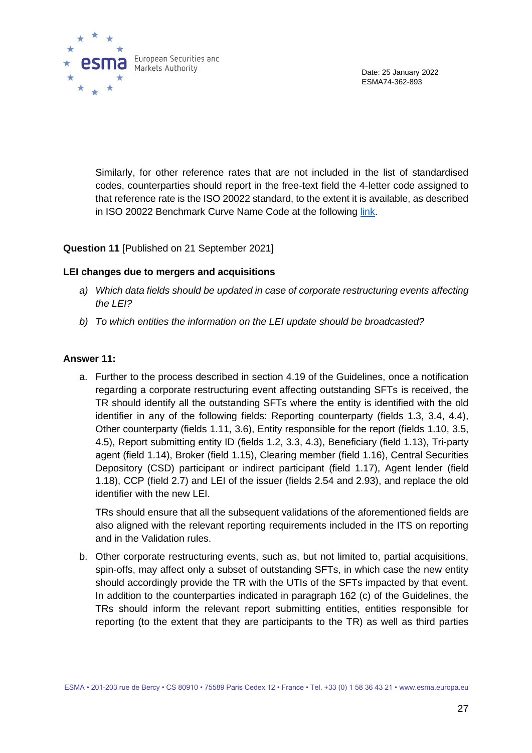Similarly, for other reference rates that are not included in the list of standardised codes, counterparties should report in the free-text field the 4-letter code assigned to that reference rate is the ISO 20022 standard, to the extent it is available, as described in ISO 20022 Benchmark Curve Name Code at the following link.

**Question 11** [Published on 21 September 2021]

**LEI changes due to mergers and acquisitions**

a) *Which data fields should be updated in case of corporate restructuring events affecting the LEI?*

b) *To which entities the information on the LEI update should be broadcasted?*

**Answer 11:**

a. Further to the process described in section 4.19 of the Guidelines, once a notification regarding a corporate restructuring event affecting outstanding SFTs is received, the TR should identify all the outstanding SFTs where the entity is identified with the old identifier in any of the following fields: Reporting counterparty (fields 1.3, 3.4, 4.4), Other counterparty (fields 1.11, 3.6), Entity responsible for the report (fields 1.10, 3.5, 4.5), Report submitting entity ID (fields 1.2, 3.3, 4.3), Beneficiary (field 1.13), Tri-party agent (field 1.14), Broker (field 1.15), Clearing member (field 1.16), Central Securities Depository (CSD) participant or indirect participant (field 1.17), Agent lender (field 1.18), CCP (field 2.7) and LEI of the issuer (fields 2.54 and 2.93), and replace the old identifier with the new LEI.

   TRs should ensure that all the subsequent validations of the aforementioned fields are also aligned with the relevant reporting requirements included in the ITS on reporting and in the Validation rules.

b. Other corporate restructuring events, such as, but not limited to, partial acquisitions, spin-offs, may affect only a subset of outstanding SFTs, in which case the new entity should accordingly provide the TR with the UTIs of the SFTs impacted by that event. In addition to the counterparties indicated in paragraph 162 (c) of the Guidelines, the TRs should inform the relevant report submitting entities, entities responsible for reporting (to the extent that they are participants to the TR) as well as third parties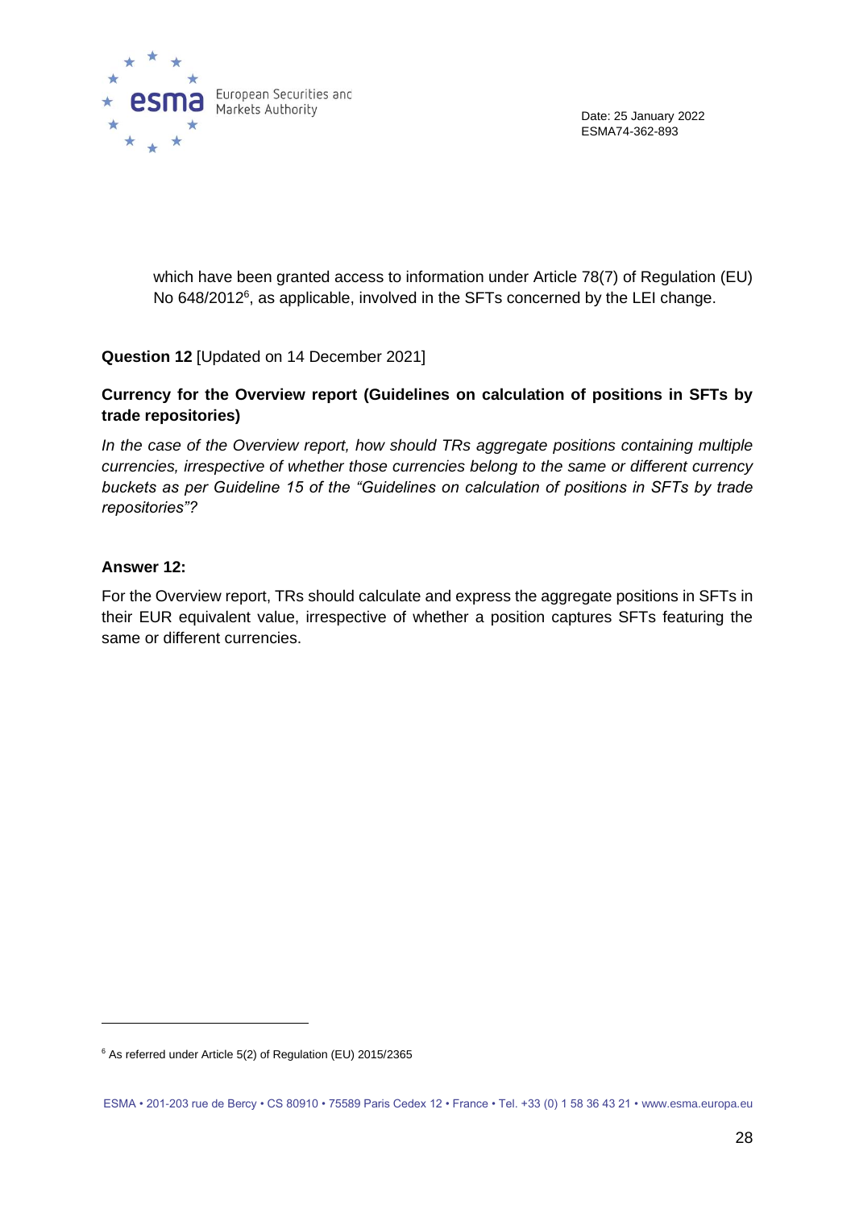which have been granted access to information under Article 78(7) of Regulation (EU) No 648/2012[6], as applicable, involved in the SFTs concerned by the LEI change.

**Question 12** [Updated on 14 December 2021]

**Currency for the Overview report (Guidelines on calculation of positions in SFTs by trade repositories)**

*In the case of the Overview report, how should TRs aggregate positions containing multiple currencies, irrespective of whether those currencies belong to the same or different currency buckets as per Guideline 15 of the "Guidelines on calculation of positions in SFTs by trade repositories"?*

**Answer 12:**

For the Overview report, TRs should calculate and express the aggregate positions in SFTs in their EUR equivalent value, irrespective of whether a position captures SFTs featuring the same or different currencies.

---

[6] As referred under Article 5(2) of Regulation (EU) 2015/2365